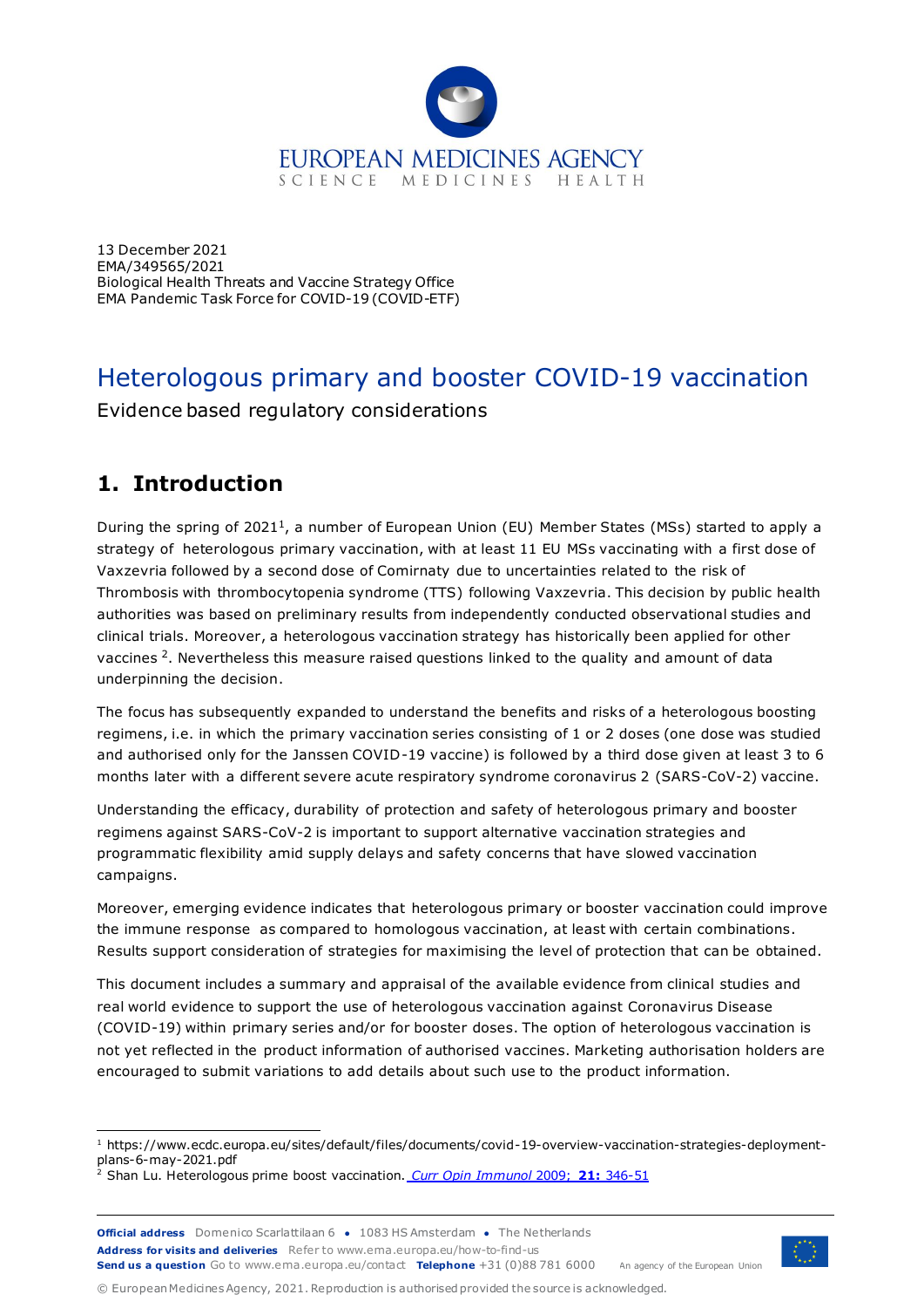EUROPEAN MEDICINES AGENCY
SCIENCE MEDICINES HEALTH

13 December 2021
EMA/349565/2021
Biological Health Threats and Vaccine Strategy Office
EMA Pandemic Task Force for COVID-19 (COVID-ETF)

# Heterologous primary and booster COVID-19 vaccination

Evidence based regulatory considerations

## 1. Introduction

During the spring of 2021[1], a number of European Union (EU) Member States (MSs) started to apply a strategy of heterologous primary vaccination, with at least 11 EU MSs vaccinating with a first dose of Vaxzevria followed by a second dose of Comirnaty due to uncertainties related to the risk of Thrombosis with thrombocytopenia syndrome (TTS) following Vaxzevria. This decision by public health authorities was based on preliminary results from independently conducted observational studies and clinical trials. Moreover, a heterologous vaccination strategy has historically been applied for other vaccines [2]. Nevertheless this measure raised questions linked to the quality and amount of data underpinning the decision.

The focus has subsequently expanded to understand the benefits and risks of a heterologous boosting regimens, i.e. in which the primary vaccination series consisting of 1 or 2 doses (one dose was studied and authorised only for the Janssen COVID-19 vaccine) is followed by a third dose given at least 3 to 6 months later with a different severe acute respiratory syndrome coronavirus 2 (SARS-CoV-2) vaccine.

Understanding the efficacy, durability of protection and safety of heterologous primary and booster regimens against SARS-CoV-2 is important to support alternative vaccination strategies and programmatic flexibility amid supply delays and safety concerns that have slowed vaccination campaigns.

Moreover, emerging evidence indicates that heterologous primary or booster vaccination could improve the immune response as compared to homologous vaccination, at least with certain combinations. Results support consideration of strategies for maximising the level of protection that can be obtained.

This document includes a summary and appraisal of the available evidence from clinical studies and real world evidence to support the use of heterologous vaccination against Coronavirus Disease (COVID-19) within primary series and/or for booster doses. The option of heterologous vaccination is not yet reflected in the product information of authorised vaccines. Marketing authorisation holders are encouraged to submit variations to add details about such use to the product information.

[1] https://www.ecdc.europa.eu/sites/default/files/documents/covid-19-overview-vaccination-strategies-deployment-plans-6-may-2021.pdf

[2] Shan Lu. Heterologous prime boost vaccination. *Curr Opin Immunol* 2009; **21:** 346-51

**Official address** Domenico Scarlattilaan 6 ● 1083 HS Amsterdam ● The Netherlands
**Address for visits and deliveries** Refer to www.ema.europa.eu/how-to-find-us
**Send us a question** Go to www.ema.europa.eu/contact **Telephone** +31 (0)88 781 6000 An agency of the European Union

© European Medicines Agency, 2021. Reproduction is authorised provided the source is acknowledged.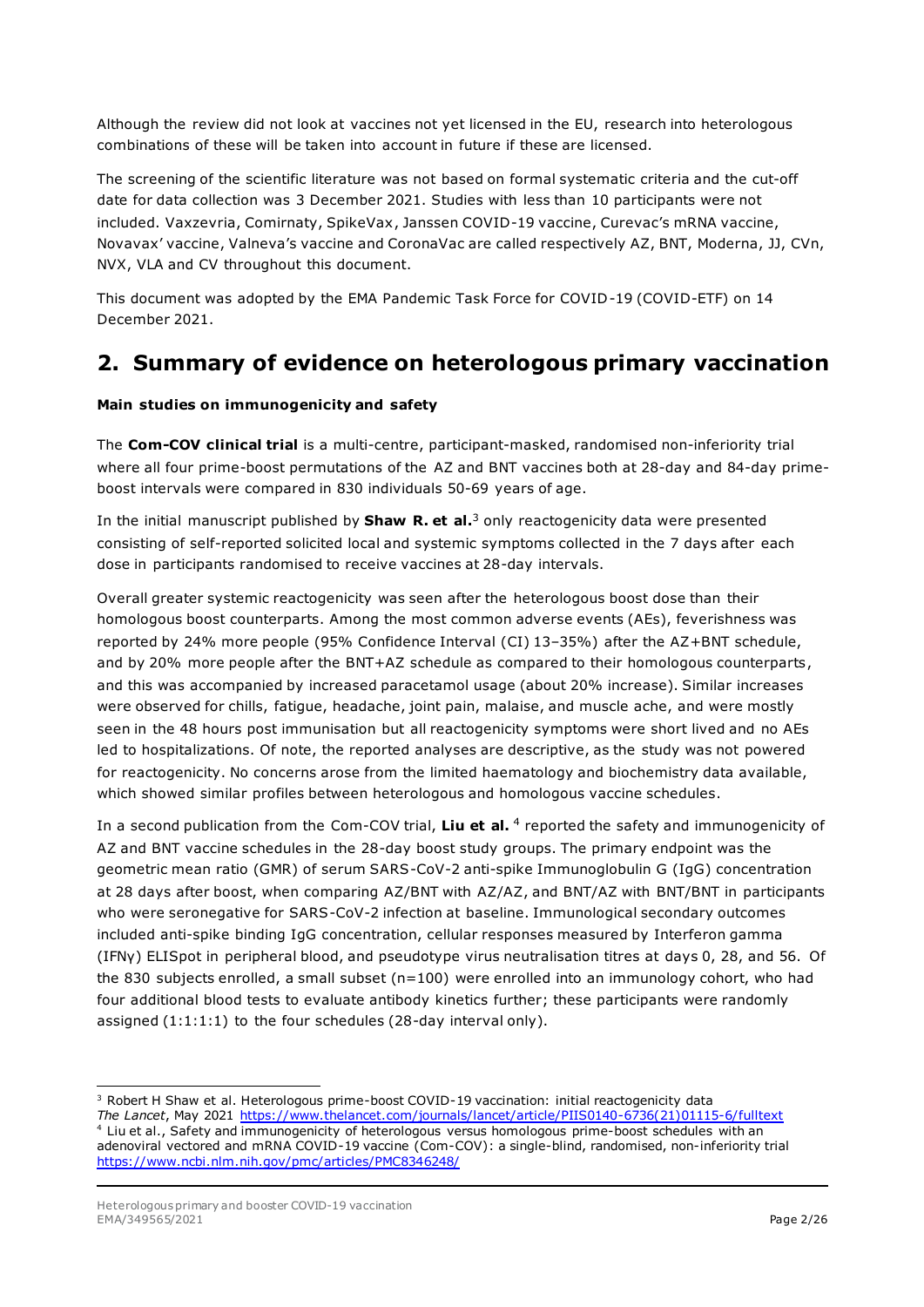Although the review did not look at vaccines not yet licensed in the EU, research into heterologous combinations of these will be taken into account in future if these are licensed.

The screening of the scientific literature was not based on formal systematic criteria and the cut-off date for data collection was 3 December 2021. Studies with less than 10 participants were not included. Vaxzevria, Comirnaty, SpikeVax, Janssen COVID-19 vaccine, Curevac's mRNA vaccine, Novavax' vaccine, Valneva's vaccine and CoronaVac are called respectively AZ, BNT, Moderna, JJ, CVn, NVX, VLA and CV throughout this document.

This document was adopted by the EMA Pandemic Task Force for COVID-19 (COVID-ETF) on 14 December 2021.

## 2. Summary of evidence on heterologous primary vaccination

**Main studies on immunogenicity and safety**

The **Com-COV clinical trial** is a multi-centre, participant-masked, randomised non-inferiority trial where all four prime-boost permutations of the AZ and BNT vaccines both at 28-day and 84-day prime-boost intervals were compared in 830 individuals 50-69 years of age.

In the initial manuscript published by **Shaw R. et al.**[3] only reactogenicity data were presented consisting of self-reported solicited local and systemic symptoms collected in the 7 days after each dose in participants randomised to receive vaccines at 28-day intervals.

Overall greater systemic reactogenicity was seen after the heterologous boost dose than their homologous boost counterparts. Among the most common adverse events (AEs), feverishness was reported by 24% more people (95% Confidence Interval (CI) 13–35%) after the AZ+BNT schedule, and by 20% more people after the BNT+AZ schedule as compared to their homologous counterparts, and this was accompanied by increased paracetamol usage (about 20% increase). Similar increases were observed for chills, fatigue, headache, joint pain, malaise, and muscle ache, and were mostly seen in the 48 hours post immunisation but all reactogenicity symptoms were short lived and no AEs led to hospitalizations. Of note, the reported analyses are descriptive, as the study was not powered for reactogenicity. No concerns arose from the limited haematology and biochemistry data available, which showed similar profiles between heterologous and homologous vaccine schedules.

In a second publication from the Com-COV trial, **Liu et al.** [4] reported the safety and immunogenicity of AZ and BNT vaccine schedules in the 28-day boost study groups. The primary endpoint was the geometric mean ratio (GMR) of serum SARS-CoV-2 anti-spike Immunoglobulin G (IgG) concentration at 28 days after boost, when comparing AZ/BNT with AZ/AZ, and BNT/AZ with BNT/BNT in participants who were seronegative for SARS-CoV-2 infection at baseline. Immunological secondary outcomes included anti-spike binding IgG concentration, cellular responses measured by Interferon gamma (IFNγ) ELISpot in peripheral blood, and pseudotype virus neutralisation titres at days 0, 28, and 56. Of the 830 subjects enrolled, a small subset (n=100) were enrolled into an immunology cohort, who had four additional blood tests to evaluate antibody kinetics further; these participants were randomly assigned (1:1:1:1) to the four schedules (28-day interval only).

---

[3] Robert H Shaw et al. Heterologous prime-boost COVID-19 vaccination: initial reactogenicity data *The Lancet*, May 2021 https://www.thelancet.com/journals/lancet/article/PIIS0140-6736(21)01115-6/fulltext

[4] Liu et al., Safety and immunogenicity of heterologous versus homologous prime-boost schedules with an adenoviral vectored and mRNA COVID-19 vaccine (Com-COV): a single-blind, randomised, non-inferiority trial https://www.ncbi.nlm.nih.gov/pmc/articles/PMC8346248/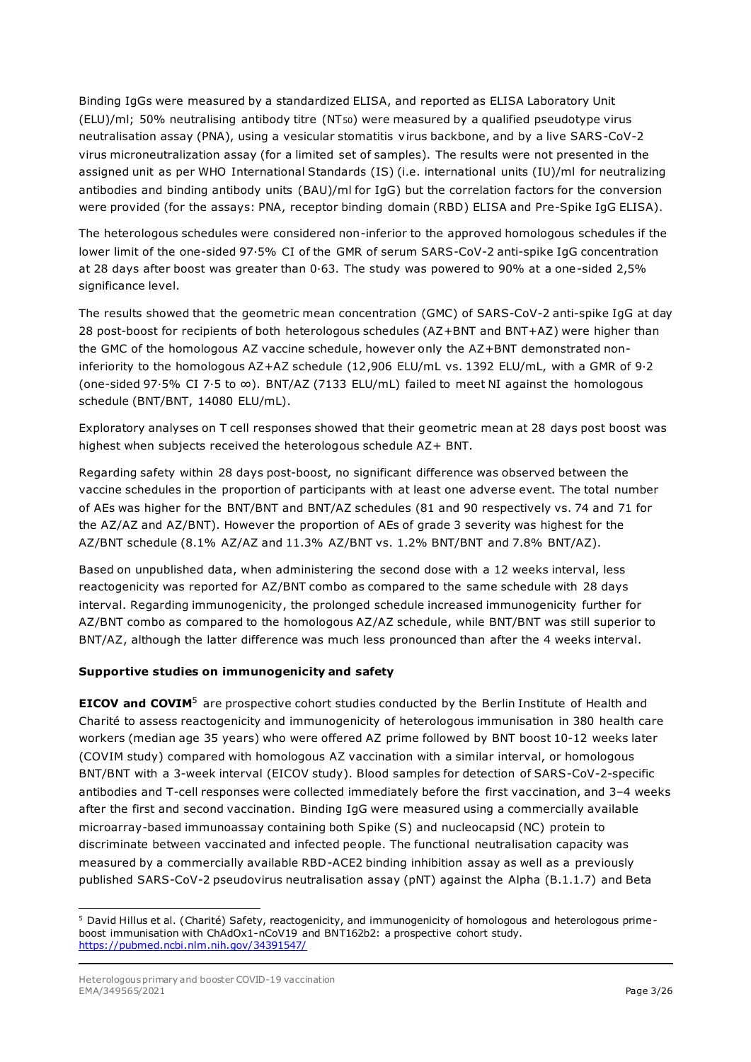Binding IgGs were measured by a standardized ELISA, and reported as ELISA Laboratory Unit (ELU)/ml; 50% neutralising antibody titre ($NT_{50}$) were measured by a qualified pseudotype virus neutralisation assay (PNA), using a vesicular stomatitis virus backbone, and by a live SARS-CoV-2 virus microneutralization assay (for a limited set of samples). The results were not presented in the assigned unit as per WHO International Standards (IS) (i.e. international units (IU)/ml for neutralizing antibodies and binding antibody units (BAU)/ml for IgG) but the correlation factors for the conversion were provided (for the assays: PNA, receptor binding domain (RBD) ELISA and Pre-Spike IgG ELISA).

The heterologous schedules were considered non-inferior to the approved homologous schedules if the lower limit of the one-sided 97·5% CI of the GMR of serum SARS-CoV-2 anti-spike IgG concentration at 28 days after boost was greater than 0·63. The study was powered to 90% at a one-sided 2,5% significance level.

The results showed that the geometric mean concentration (GMC) of SARS-CoV-2 anti-spike IgG at day 28 post-boost for recipients of both heterologous schedules (AZ+BNT and BNT+AZ) were higher than the GMC of the homologous AZ vaccine schedule, however only the AZ+BNT demonstrated non-inferiority to the homologous AZ+AZ schedule (12,906 ELU/mL vs. 1392 ELU/mL, with a GMR of 9·2 (one-sided 97·5% CI 7·5 to ∞). BNT/AZ (7133 ELU/mL) failed to meet NI against the homologous schedule (BNT/BNT, 14080 ELU/mL).

Exploratory analyses on T cell responses showed that their geometric mean at 28 days post boost was highest when subjects received the heterologous schedule AZ+ BNT.

Regarding safety within 28 days post-boost, no significant difference was observed between the vaccine schedules in the proportion of participants with at least one adverse event. The total number of AEs was higher for the BNT/BNT and BNT/AZ schedules (81 and 90 respectively vs. 74 and 71 for the AZ/AZ and AZ/BNT). However the proportion of AEs of grade 3 severity was highest for the AZ/BNT schedule (8.1% AZ/AZ and 11.3% AZ/BNT vs. 1.2% BNT/BNT and 7.8% BNT/AZ).

Based on unpublished data, when administering the second dose with a 12 weeks interval, less reactogenicity was reported for AZ/BNT combo as compared to the same schedule with 28 days interval. Regarding immunogenicity, the prolonged schedule increased immunogenicity further for AZ/BNT combo as compared to the homologous AZ/AZ schedule, while BNT/BNT was still superior to BNT/AZ, although the latter difference was much less pronounced than after the 4 weeks interval.

**Supportive studies on immunogenicity and safety**

**EICOV and COVIM**[5] are prospective cohort studies conducted by the Berlin Institute of Health and Charité to assess reactogenicity and immunogenicity of heterologous immunisation in 380 health care workers (median age 35 years) who were offered AZ prime followed by BNT boost 10-12 weeks later (COVIM study) compared with homologous AZ vaccination with a similar interval, or homologous BNT/BNT with a 3-week interval (EICOV study). Blood samples for detection of SARS-CoV-2-specific antibodies and T-cell responses were collected immediately before the first vaccination, and 3–4 weeks after the first and second vaccination. Binding IgG were measured using a commercially available microarray-based immunoassay containing both Spike (S) and nucleocapsid (NC) protein to discriminate between vaccinated and infected people. The functional neutralisation capacity was measured by a commercially available RBD-ACE2 binding inhibition assay as well as a previously published SARS-CoV-2 pseudovirus neutralisation assay (pNT) against the Alpha (B.1.1.7) and Beta

[5] David Hillus et al. (Charité) Safety, reactogenicity, and immunogenicity of homologous and heterologous prime-boost immunisation with ChAdOx1-nCoV19 and BNT162b2: a prospective cohort study. https://pubmed.ncbi.nlm.nih.gov/34391547/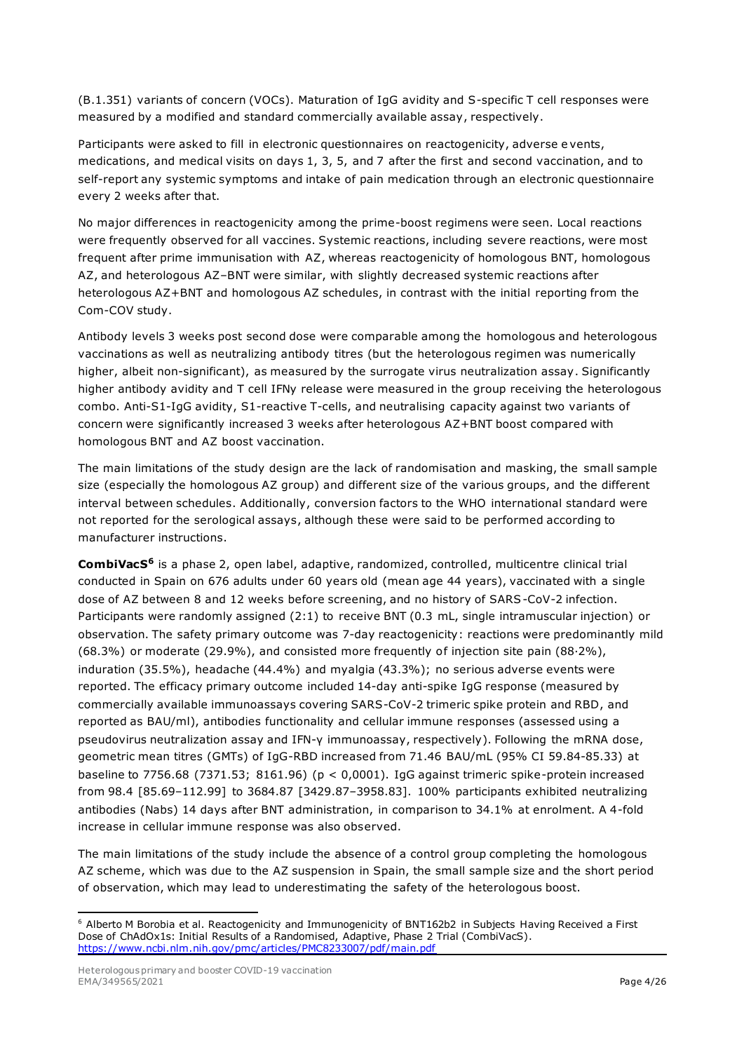(B.1.351) variants of concern (VOCs). Maturation of IgG avidity and S-specific T cell responses were measured by a modified and standard commercially available assay, respectively.

Participants were asked to fill in electronic questionnaires on reactogenicity, adverse events, medications, and medical visits on days 1, 3, 5, and 7 after the first and second vaccination, and to self-report any systemic symptoms and intake of pain medication through an electronic questionnaire every 2 weeks after that.

No major differences in reactogenicity among the prime-boost regimens were seen. Local reactions were frequently observed for all vaccines. Systemic reactions, including severe reactions, were most frequent after prime immunisation with AZ, whereas reactogenicity of homologous BNT, homologous AZ, and heterologous AZ–BNT were similar, with slightly decreased systemic reactions after heterologous AZ+BNT and homologous AZ schedules, in contrast with the initial reporting from the Com-COV study.

Antibody levels 3 weeks post second dose were comparable among the homologous and heterologous vaccinations as well as neutralizing antibody titres (but the heterologous regimen was numerically higher, albeit non-significant), as measured by the surrogate virus neutralization assay. Significantly higher antibody avidity and T cell IFNy release were measured in the group receiving the heterologous combo. Anti-S1-IgG avidity, S1-reactive T-cells, and neutralising capacity against two variants of concern were significantly increased 3 weeks after heterologous AZ+BNT boost compared with homologous BNT and AZ boost vaccination.

The main limitations of the study design are the lack of randomisation and masking, the small sample size (especially the homologous AZ group) and different size of the various groups, and the different interval between schedules. Additionally, conversion factors to the WHO international standard were not reported for the serological assays, although these were said to be performed according to manufacturer instructions.

**CombiVacS**[6] is a phase 2, open label, adaptive, randomized, controlled, multicentre clinical trial conducted in Spain on 676 adults under 60 years old (mean age 44 years), vaccinated with a single dose of AZ between 8 and 12 weeks before screening, and no history of SARS-CoV-2 infection. Participants were randomly assigned (2:1) to receive BNT (0.3 mL, single intramuscular injection) or observation. The safety primary outcome was 7-day reactogenicity: reactions were predominantly mild (68.3%) or moderate (29.9%), and consisted more frequently of injection site pain (88·2%), induration (35.5%), headache (44.4%) and myalgia (43.3%); no serious adverse events were reported. The efficacy primary outcome included 14-day anti-spike IgG response (measured by commercially available immunoassays covering SARS-CoV-2 trimeric spike protein and RBD, and reported as BAU/ml), antibodies functionality and cellular immune responses (assessed using a pseudovirus neutralization assay and IFN-γ immunoassay, respectively). Following the mRNA dose, geometric mean titres (GMTs) of IgG-RBD increased from 71.46 BAU/mL (95% CI 59.84-85.33) at baseline to 7756.68 (7371.53; 8161.96) ($p < 0,0001$). IgG against trimeric spike-protein increased from 98.4 [85.69–112.99] to 3684.87 [3429.87–3958.83]. 100% participants exhibited neutralizing antibodies (Nabs) 14 days after BNT administration, in comparison to 34.1% at enrolment. A 4-fold increase in cellular immune response was also observed.

The main limitations of the study include the absence of a control group completing the homologous AZ scheme, which was due to the AZ suspension in Spain, the small sample size and the short period of observation, which may lead to underestimating the safety of the heterologous boost.

[6] Alberto M Borobia et al. Reactogenicity and Immunogenicity of BNT162b2 in Subjects Having Received a First Dose of ChAdOx1s: Initial Results of a Randomised, Adaptive, Phase 2 Trial (CombiVacS). https://www.ncbi.nlm.nih.gov/pmc/articles/PMC8233007/pdf/main.pdf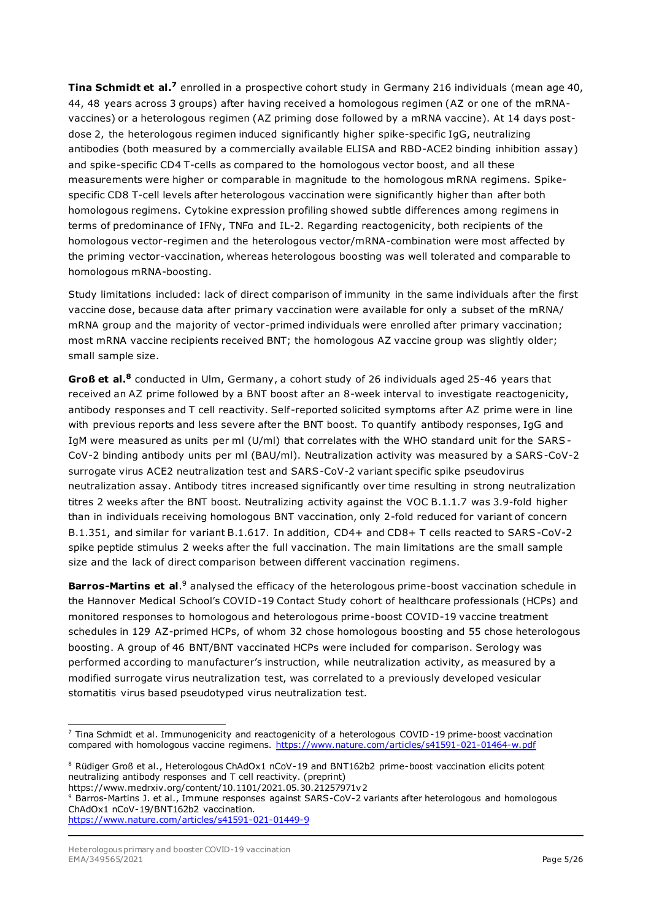**Tina Schmidt et al.**[7] enrolled in a prospective cohort study in Germany 216 individuals (mean age 40, 44, 48 years across 3 groups) after having received a homologous regimen (AZ or one of the mRNA-vaccines) or a heterologous regimen (AZ priming dose followed by a mRNA vaccine). At 14 days post-dose 2, the heterologous regimen induced significantly higher spike-specific IgG, neutralizing antibodies (both measured by a commercially available ELISA and RBD-ACE2 binding inhibition assay) and spike-specific CD4 T-cells as compared to the homologous vector boost, and all these measurements were higher or comparable in magnitude to the homologous mRNA regimens. Spike-specific CD8 T-cell levels after heterologous vaccination were significantly higher than after both homologous regimens. Cytokine expression profiling showed subtle differences among regimens in terms of predominance of IFNγ, TNFα and IL-2. Regarding reactogenicity, both recipients of the homologous vector-regimen and the heterologous vector/mRNA-combination were most affected by the priming vector-vaccination, whereas heterologous boosting was well tolerated and comparable to homologous mRNA-boosting.

Study limitations included: lack of direct comparison of immunity in the same individuals after the first vaccine dose, because data after primary vaccination were available for only a subset of the mRNA/ mRNA group and the majority of vector-primed individuals were enrolled after primary vaccination; most mRNA vaccine recipients received BNT; the homologous AZ vaccine group was slightly older; small sample size.

**Groß et al.**[8] conducted in Ulm, Germany, a cohort study of 26 individuals aged 25-46 years that received an AZ prime followed by a BNT boost after an 8-week interval to investigate reactogenicity, antibody responses and T cell reactivity. Self-reported solicited symptoms after AZ prime were in line with previous reports and less severe after the BNT boost. To quantify antibody responses, IgG and IgM were measured as units per ml (U/ml) that correlates with the WHO standard unit for the SARS-CoV-2 binding antibody units per ml (BAU/ml). Neutralization activity was measured by a SARS-CoV-2 surrogate virus ACE2 neutralization test and SARS-CoV-2 variant specific spike pseudovirus neutralization assay. Antibody titres increased significantly over time resulting in strong neutralization titres 2 weeks after the BNT boost. Neutralizing activity against the VOC B.1.1.7 was 3.9-fold higher than in individuals receiving homologous BNT vaccination, only 2-fold reduced for variant of concern B.1.351, and similar for variant B.1.617. In addition, CD4+ and CD8+ T cells reacted to SARS-CoV-2 spike peptide stimulus 2 weeks after the full vaccination. The main limitations are the small sample size and the lack of direct comparison between different vaccination regimens.

**Barros-Martins et al**.[9] analysed the efficacy of the heterologous prime-boost vaccination schedule in the Hannover Medical School's COVID-19 Contact Study cohort of healthcare professionals (HCPs) and monitored responses to homologous and heterologous prime-boost COVID-19 vaccine treatment schedules in 129 AZ-primed HCPs, of whom 32 chose homologous boosting and 55 chose heterologous boosting. A group of 46 BNT/BNT vaccinated HCPs were included for comparison. Serology was performed according to manufacturer's instruction, while neutralization activity, as measured by a modified surrogate virus neutralization test, was correlated to a previously developed vesicular stomatitis virus based pseudotyped virus neutralization test.

---

[7] Tina Schmidt et al. Immunogenicity and reactogenicity of a heterologous COVID-19 prime-boost vaccination compared with homologous vaccine regimens. https://www.nature.com/articles/s41591-021-01464-w.pdf

[8] Rüdiger Groß et al., Heterologous ChAdOx1 nCoV-19 and BNT162b2 prime-boost vaccination elicits potent neutralizing antibody responses and T cell reactivity. (preprint)
https://www.medrxiv.org/content/10.1101/2021.05.30.21257971v2

[9] Barros-Martins J. et al., Immune responses against SARS-CoV-2 variants after heterologous and homologous ChAdOx1 nCoV-19/BNT162b2 vaccination.
https://www.nature.com/articles/s41591-021-01449-9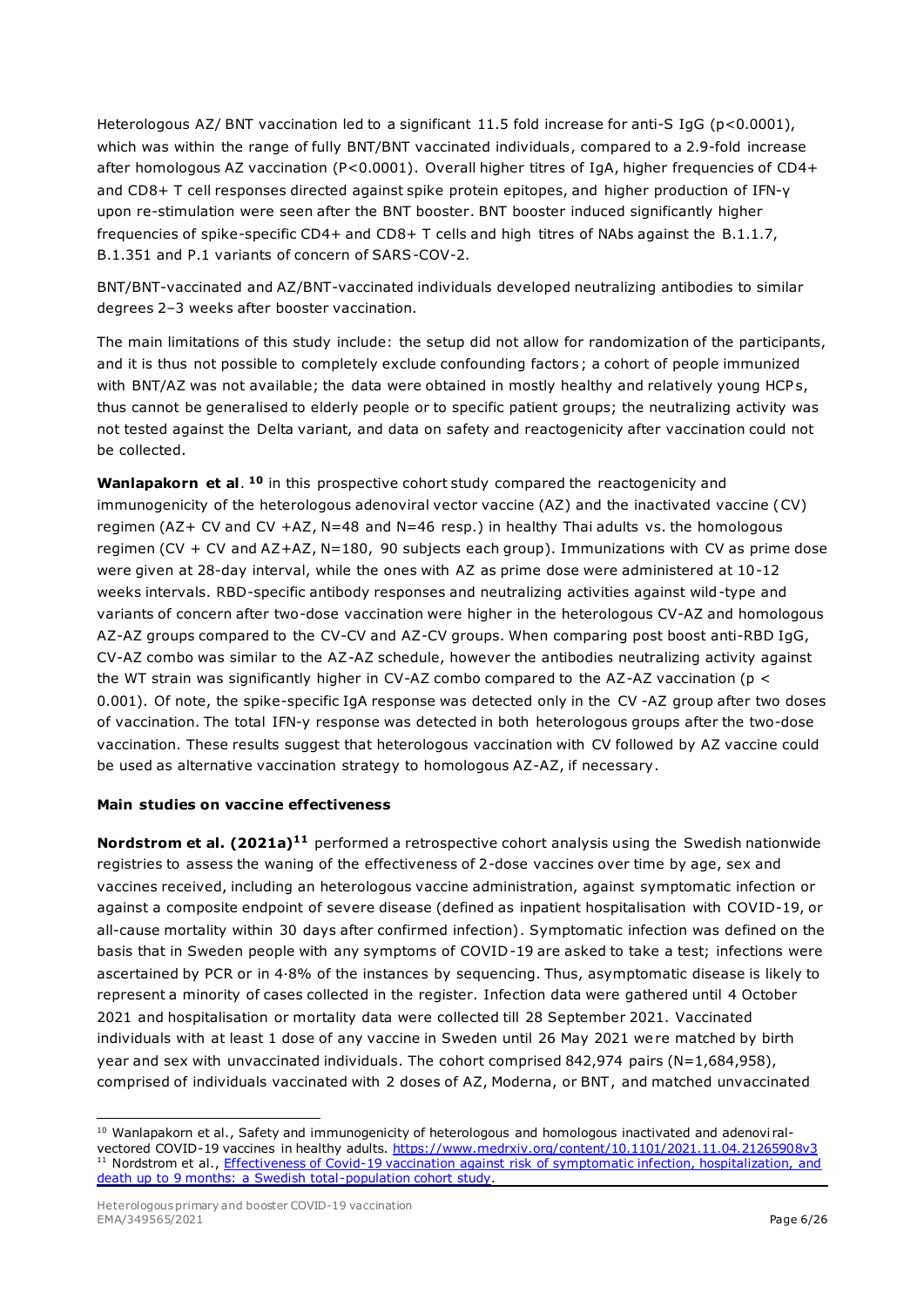Heterologous AZ/ BNT vaccination led to a significant 11.5 fold increase for anti-S IgG ($p<0.0001$), which was within the range of fully BNT/BNT vaccinated individuals, compared to a 2.9-fold increase after homologous AZ vaccination ($P<0.0001$). Overall higher titres of IgA, higher frequencies of CD4+ and CD8+ T cell responses directed against spike protein epitopes, and higher production of IFN-γ upon re-stimulation were seen after the BNT booster. BNT booster induced significantly higher frequencies of spike-specific CD4+ and CD8+ T cells and high titres of NAbs against the B.1.1.7, B.1.351 and P.1 variants of concern of SARS-COV-2.

BNT/BNT-vaccinated and AZ/BNT-vaccinated individuals developed neutralizing antibodies to similar degrees 2–3 weeks after booster vaccination.

The main limitations of this study include: the setup did not allow for randomization of the participants, and it is thus not possible to completely exclude confounding factors; a cohort of people immunized with BNT/AZ was not available; the data were obtained in mostly healthy and relatively young HCPs, thus cannot be generalised to elderly people or to specific patient groups; the neutralizing activity was not tested against the Delta variant, and data on safety and reactogenicity after vaccination could not be collected.

**Wanlapakorn et al**. [10] in this prospective cohort study compared the reactogenicity and immunogenicity of the heterologous adenoviral vector vaccine (AZ) and the inactivated vaccine (CV) regimen (AZ+ CV and CV +AZ, N=48 and N=46 resp.) in healthy Thai adults vs. the homologous regimen (CV + CV and AZ+AZ, N=180, 90 subjects each group). Immunizations with CV as prime dose were given at 28-day interval, while the ones with AZ as prime dose were administered at 10-12 weeks intervals. RBD-specific antibody responses and neutralizing activities against wild-type and variants of concern after two-dose vaccination were higher in the heterologous CV-AZ and homologous AZ-AZ groups compared to the CV-CV and AZ-CV groups. When comparing post boost anti-RBD IgG, CV-AZ combo was similar to the AZ-AZ schedule, however the antibodies neutralizing activity against the WT strain was significantly higher in CV-AZ combo compared to the AZ-AZ vaccination ($p < 0.001$). Of note, the spike-specific IgA response was detected only in the CV-AZ group after two doses of vaccination. The total IFN-γ response was detected in both heterologous groups after the two-dose vaccination. These results suggest that heterologous vaccination with CV followed by AZ vaccine could be used as alternative vaccination strategy to homologous AZ-AZ, if necessary.

**Main studies on vaccine effectiveness**

**Nordstrom et al. (2021a)**[11] performed a retrospective cohort analysis using the Swedish nationwide registries to assess the waning of the effectiveness of 2-dose vaccines over time by age, sex and vaccines received, including an heterologous vaccine administration, against symptomatic infection or against a composite endpoint of severe disease (defined as inpatient hospitalisation with COVID-19, or all-cause mortality within 30 days after confirmed infection). Symptomatic infection was defined on the basis that in Sweden people with any symptoms of COVID-19 are asked to take a test; infections were ascertained by PCR or in 4·8% of the instances by sequencing. Thus, asymptomatic disease is likely to represent a minority of cases collected in the register. Infection data were gathered until 4 October 2021 and hospitalisation or mortality data were collected till 28 September 2021. Vaccinated individuals with at least 1 dose of any vaccine in Sweden until 26 May 2021 were matched by birth year and sex with unvaccinated individuals. The cohort comprised 842,974 pairs (N=1,684,958), comprised of individuals vaccinated with 2 doses of AZ, Moderna, or BNT, and matched unvaccinated

[10] Wanlapakorn et al., Safety and immunogenicity of heterologous and homologous inactivated and adenoviral-vectored COVID-19 vaccines in healthy adults. https://www.medrxiv.org/content/10.1101/2021.11.04.21265908v3

[11] Nordstrom et al., Effectiveness of Covid-19 vaccination against risk of symptomatic infection, hospitalization, and death up to 9 months: a Swedish total-population cohort study.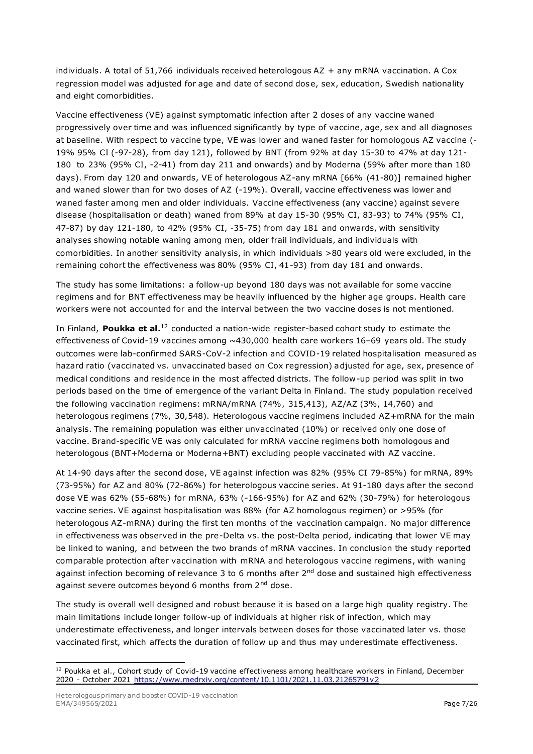individuals. A total of 51,766 individuals received heterologous AZ + any mRNA vaccination. A Cox regression model was adjusted for age and date of second dose, sex, education, Swedish nationality and eight comorbidities.

Vaccine effectiveness (VE) against symptomatic infection after 2 doses of any vaccine waned progressively over time and was influenced significantly by type of vaccine, age, sex and all diagnoses at baseline. With respect to vaccine type, VE was lower and waned faster for homologous AZ vaccine (-19% 95% CI (-97-28), from day 121), followed by BNT (from 92% at day 15-30 to 47% at day 121-180 to 23% (95% CI, -2-41) from day 211 and onwards) and by Moderna (59% after more than 180 days). From day 120 and onwards, VE of heterologous AZ-any mRNA [66% (41-80)] remained higher and waned slower than for two doses of AZ (-19%). Overall, vaccine effectiveness was lower and waned faster among men and older individuals. Vaccine effectiveness (any vaccine) against severe disease (hospitalisation or death) waned from 89% at day 15-30 (95% CI, 83-93) to 74% (95% CI, 47-87) by day 121-180, to 42% (95% CI, -35-75) from day 181 and onwards, with sensitivity analyses showing notable waning among men, older frail individuals, and individuals with comorbidities. In another sensitivity analysis, in which individuals >80 years old were excluded, in the remaining cohort the effectiveness was 80% (95% CI, 41-93) from day 181 and onwards.

The study has some limitations: a follow-up beyond 180 days was not available for some vaccine regimens and for BNT effectiveness may be heavily influenced by the higher age groups. Health care workers were not accounted for and the interval between the two vaccine doses is not mentioned.

In Finland, **Poukka et al.**[12] conducted a nation-wide register-based cohort study to estimate the effectiveness of Covid-19 vaccines among ~430,000 health care workers 16–69 years old. The study outcomes were lab-confirmed SARS-CoV-2 infection and COVID-19 related hospitalisation measured as hazard ratio (vaccinated vs. unvaccinated based on Cox regression) adjusted for age, sex, presence of medical conditions and residence in the most affected districts. The follow-up period was split in two periods based on the time of emergence of the variant Delta in Finland. The study population received the following vaccination regimens: mRNA/mRNA (74%, 315,413), AZ/AZ (3%, 14,760) and heterologous regimens (7%, 30,548). Heterologous vaccine regimens included AZ+mRNA for the main analysis. The remaining population was either unvaccinated (10%) or received only one dose of vaccine. Brand-specific VE was only calculated for mRNA vaccine regimens both homologous and heterologous (BNT+Moderna or Moderna+BNT) excluding people vaccinated with AZ vaccine.

At 14-90 days after the second dose, VE against infection was 82% (95% CI 79-85%) for mRNA, 89% (73-95%) for AZ and 80% (72-86%) for heterologous vaccine series. At 91-180 days after the second dose VE was 62% (55-68%) for mRNA, 63% (-166-95%) for AZ and 62% (30-79%) for heterologous vaccine series. VE against hospitalisation was 88% (for AZ homologous regimen) or >95% (for heterologous AZ-mRNA) during the first ten months of the vaccination campaign. No major difference in effectiveness was observed in the pre-Delta vs. the post-Delta period, indicating that lower VE may be linked to waning, and between the two brands of mRNA vaccines. In conclusion the study reported comparable protection after vaccination with mRNA and heterologous vaccine regimens, with waning against infection becoming of relevance 3 to 6 months after 2nd dose and sustained high effectiveness against severe outcomes beyond 6 months from 2nd dose.

The study is overall well designed and robust because it is based on a large high quality registry. The main limitations include longer follow-up of individuals at higher risk of infection, which may underestimate effectiveness, and longer intervals between doses for those vaccinated later vs. those vaccinated first, which affects the duration of follow up and thus may underestimate effectiveness.

[12] Poukka et al., Cohort study of Covid-19 vaccine effectiveness among healthcare workers in Finland, December 2020 - October 2021 https://www.medrxiv.org/content/10.1101/2021.11.03.21265791v2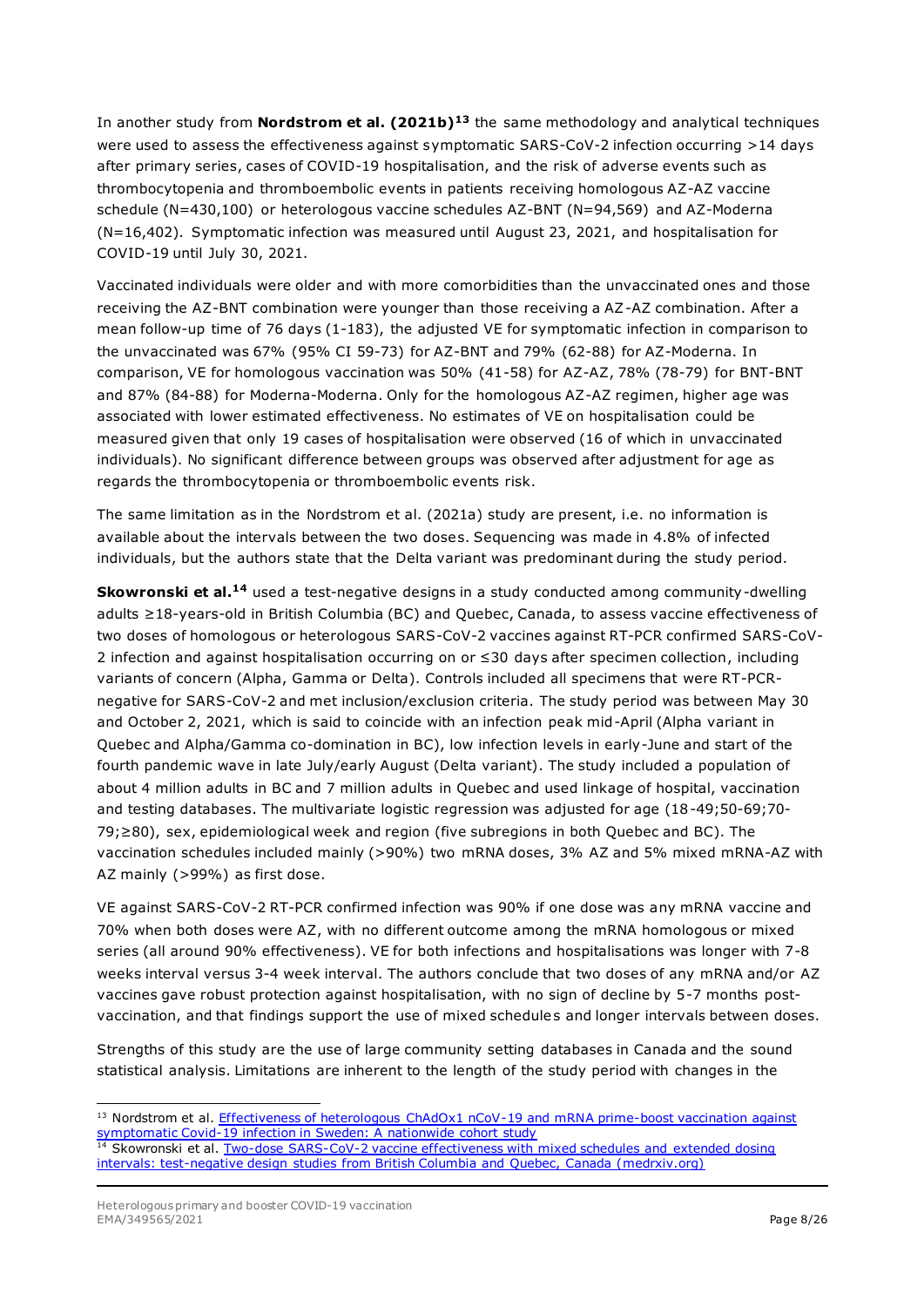In another study from **Nordstrom et al. (2021b)**[13] the same methodology and analytical techniques were used to assess the effectiveness against symptomatic SARS-CoV-2 infection occurring >14 days after primary series, cases of COVID-19 hospitalisation, and the risk of adverse events such as thrombocytopenia and thromboembolic events in patients receiving homologous AZ-AZ vaccine schedule (N=430,100) or heterologous vaccine schedules AZ-BNT (N=94,569) and AZ-Moderna (N=16,402). Symptomatic infection was measured until August 23, 2021, and hospitalisation for COVID-19 until July 30, 2021.

Vaccinated individuals were older and with more comorbidities than the unvaccinated ones and those receiving the AZ-BNT combination were younger than those receiving a AZ-AZ combination. After a mean follow-up time of 76 days (1-183), the adjusted VE for symptomatic infection in comparison to the unvaccinated was 67% (95% CI 59-73) for AZ-BNT and 79% (62-88) for AZ-Moderna. In comparison, VE for homologous vaccination was 50% (41-58) for AZ-AZ, 78% (78-79) for BNT-BNT and 87% (84-88) for Moderna-Moderna. Only for the homologous AZ-AZ regimen, higher age was associated with lower estimated effectiveness. No estimates of VE on hospitalisation could be measured given that only 19 cases of hospitalisation were observed (16 of which in unvaccinated individuals). No significant difference between groups was observed after adjustment for age as regards the thrombocytopenia or thromboembolic events risk.

The same limitation as in the Nordstrom et al. (2021a) study are present, i.e. no information is available about the intervals between the two doses. Sequencing was made in 4.8% of infected individuals, but the authors state that the Delta variant was predominant during the study period.

**Skowronski et al.**[14] used a test-negative designs in a study conducted among community-dwelling adults ≥18-years-old in British Columbia (BC) and Quebec, Canada, to assess vaccine effectiveness of two doses of homologous or heterologous SARS-CoV-2 vaccines against RT-PCR confirmed SARS-CoV-2 infection and against hospitalisation occurring on or ≤30 days after specimen collection, including variants of concern (Alpha, Gamma or Delta). Controls included all specimens that were RT-PCR-negative for SARS-CoV-2 and met inclusion/exclusion criteria. The study period was between May 30 and October 2, 2021, which is said to coincide with an infection peak mid-April (Alpha variant in Quebec and Alpha/Gamma co-domination in BC), low infection levels in early-June and start of the fourth pandemic wave in late July/early August (Delta variant). The study included a population of about 4 million adults in BC and 7 million adults in Quebec and used linkage of hospital, vaccination and testing databases. The multivariate logistic regression was adjusted for age (18-49;50-69;70-79;≥80), sex, epidemiological week and region (five subregions in both Quebec and BC). The vaccination schedules included mainly (>90%) two mRNA doses, 3% AZ and 5% mixed mRNA-AZ with AZ mainly (>99%) as first dose.

VE against SARS-CoV-2 RT-PCR confirmed infection was 90% if one dose was any mRNA vaccine and 70% when both doses were AZ, with no different outcome among the mRNA homologous or mixed series (all around 90% effectiveness). VE for both infections and hospitalisations was longer with 7-8 weeks interval versus 3-4 week interval. The authors conclude that two doses of any mRNA and/or AZ vaccines gave robust protection against hospitalisation, with no sign of decline by 5-7 months post-vaccination, and that findings support the use of mixed schedules and longer intervals between doses.

Strengths of this study are the use of large community setting databases in Canada and the sound statistical analysis. Limitations are inherent to the length of the study period with changes in the

---

[13] Nordstrom et al. Effectiveness of heterologous ChAdOx1 nCoV-19 and mRNA prime-boost vaccination against symptomatic Covid-19 infection in Sweden: A nationwide cohort study

[14] Skowronski et al. Two-dose SARS-CoV-2 vaccine effectiveness with mixed schedules and extended dosing intervals: test-negative design studies from British Columbia and Quebec, Canada (medrxiv.org)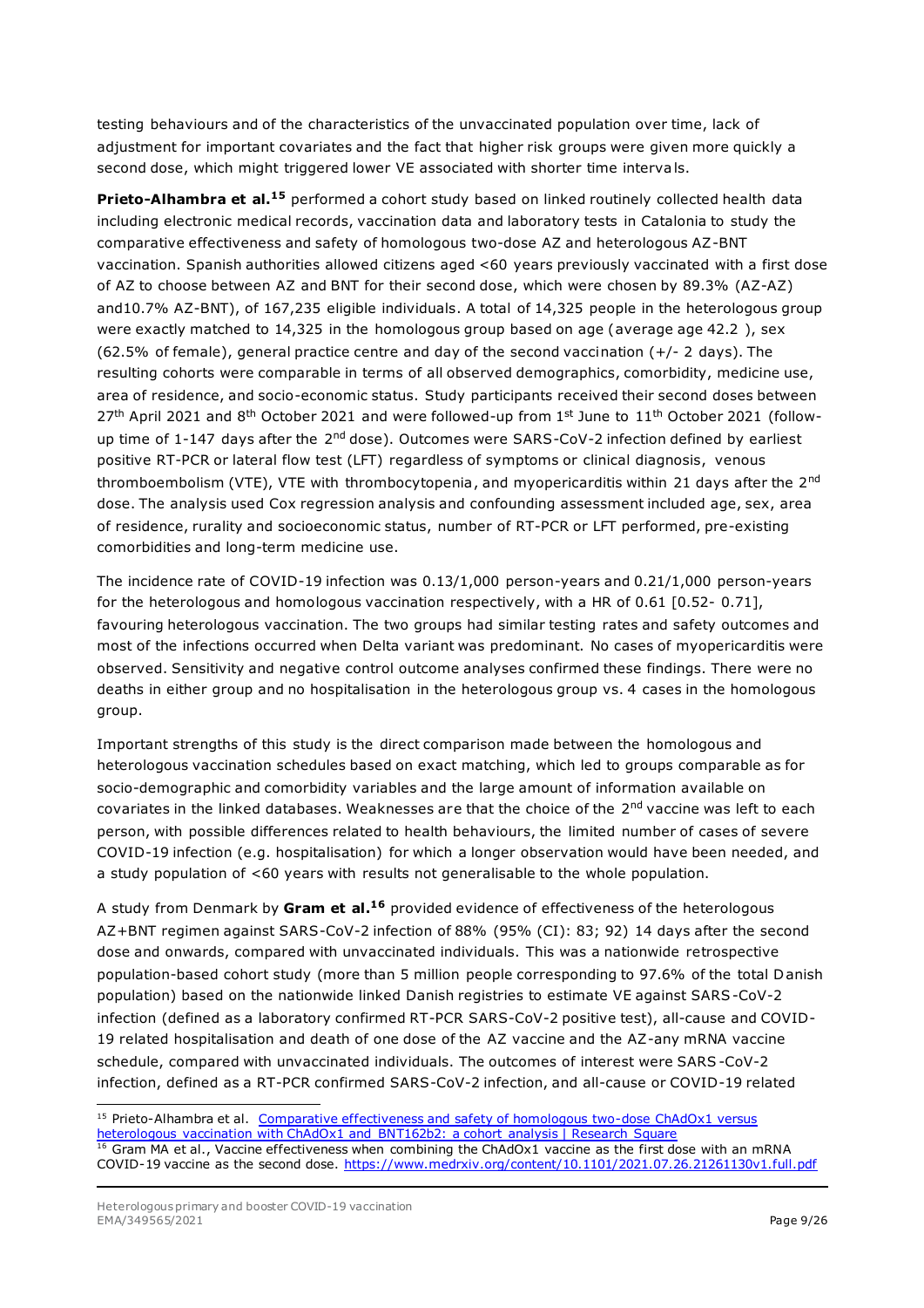testing behaviours and of the characteristics of the unvaccinated population over time, lack of adjustment for important covariates and the fact that higher risk groups were given more quickly a second dose, which might triggered lower VE associated with shorter time intervals.

**Prieto-Alhambra et al.**[15] performed a cohort study based on linked routinely collected health data including electronic medical records, vaccination data and laboratory tests in Catalonia to study the comparative effectiveness and safety of homologous two-dose AZ and heterologous AZ-BNT vaccination. Spanish authorities allowed citizens aged <60 years previously vaccinated with a first dose of AZ to choose between AZ and BNT for their second dose, which were chosen by 89.3% (AZ-AZ) and10.7% AZ-BNT), of 167,235 eligible individuals. A total of 14,325 people in the heterologous group were exactly matched to 14,325 in the homologous group based on age (average age 42.2 ), sex (62.5% of female), general practice centre and day of the second vaccination (+/- 2 days). The resulting cohorts were comparable in terms of all observed demographics, comorbidity, medicine use, area of residence, and socio-economic status. Study participants received their second doses between 27th April 2021 and 8th October 2021 and were followed-up from 1st June to 11th October 2021 (follow-up time of 1-147 days after the 2nd dose). Outcomes were SARS-CoV-2 infection defined by earliest positive RT-PCR or lateral flow test (LFT) regardless of symptoms or clinical diagnosis, venous thromboembolism (VTE), VTE with thrombocytopenia, and myopericarditis within 21 days after the 2nd dose. The analysis used Cox regression analysis and confounding assessment included age, sex, area of residence, rurality and socioeconomic status, number of RT-PCR or LFT performed, pre-existing comorbidities and long-term medicine use.

The incidence rate of COVID-19 infection was 0.13/1,000 person-years and 0.21/1,000 person-years for the heterologous and homologous vaccination respectively, with a HR of 0.61 [0.52- 0.71], favouring heterologous vaccination. The two groups had similar testing rates and safety outcomes and most of the infections occurred when Delta variant was predominant. No cases of myopericarditis were observed. Sensitivity and negative control outcome analyses confirmed these findings. There were no deaths in either group and no hospitalisation in the heterologous group vs. 4 cases in the homologous group.

Important strengths of this study is the direct comparison made between the homologous and heterologous vaccination schedules based on exact matching, which led to groups comparable as for socio-demographic and comorbidity variables and the large amount of information available on covariates in the linked databases. Weaknesses are that the choice of the 2nd vaccine was left to each person, with possible differences related to health behaviours, the limited number of cases of severe COVID-19 infection (e.g. hospitalisation) for which a longer observation would have been needed, and a study population of <60 years with results not generalisable to the whole population.

A study from Denmark by **Gram et al.**[16] provided evidence of effectiveness of the heterologous AZ+BNT regimen against SARS-CoV-2 infection of 88% (95% (CI): 83; 92) 14 days after the second dose and onwards, compared with unvaccinated individuals. This was a nationwide retrospective population-based cohort study (more than 5 million people corresponding to 97.6% of the total Danish population) based on the nationwide linked Danish registries to estimate VE against SARS-CoV-2 infection (defined as a laboratory confirmed RT-PCR SARS-CoV-2 positive test), all-cause and COVID-19 related hospitalisation and death of one dose of the AZ vaccine and the AZ-any mRNA vaccine schedule, compared with unvaccinated individuals. The outcomes of interest were SARS-CoV-2 infection, defined as a RT-PCR confirmed SARS-CoV-2 infection, and all-cause or COVID-19 related

---

[15] Prieto-Alhambra et al. [Comparative effectiveness and safety of homologous two-dose ChAdOx1 versus heterologous vaccination with ChAdOx1 and BNT162b2: a cohort analysis | Research Square]

[16] Gram MA et al., Vaccine effectiveness when combining the ChAdOx1 vaccine as the first dose with an mRNA COVID-19 vaccine as the second dose. https://www.medrxiv.org/content/10.1101/2021.07.26.21261130v1.full.pdf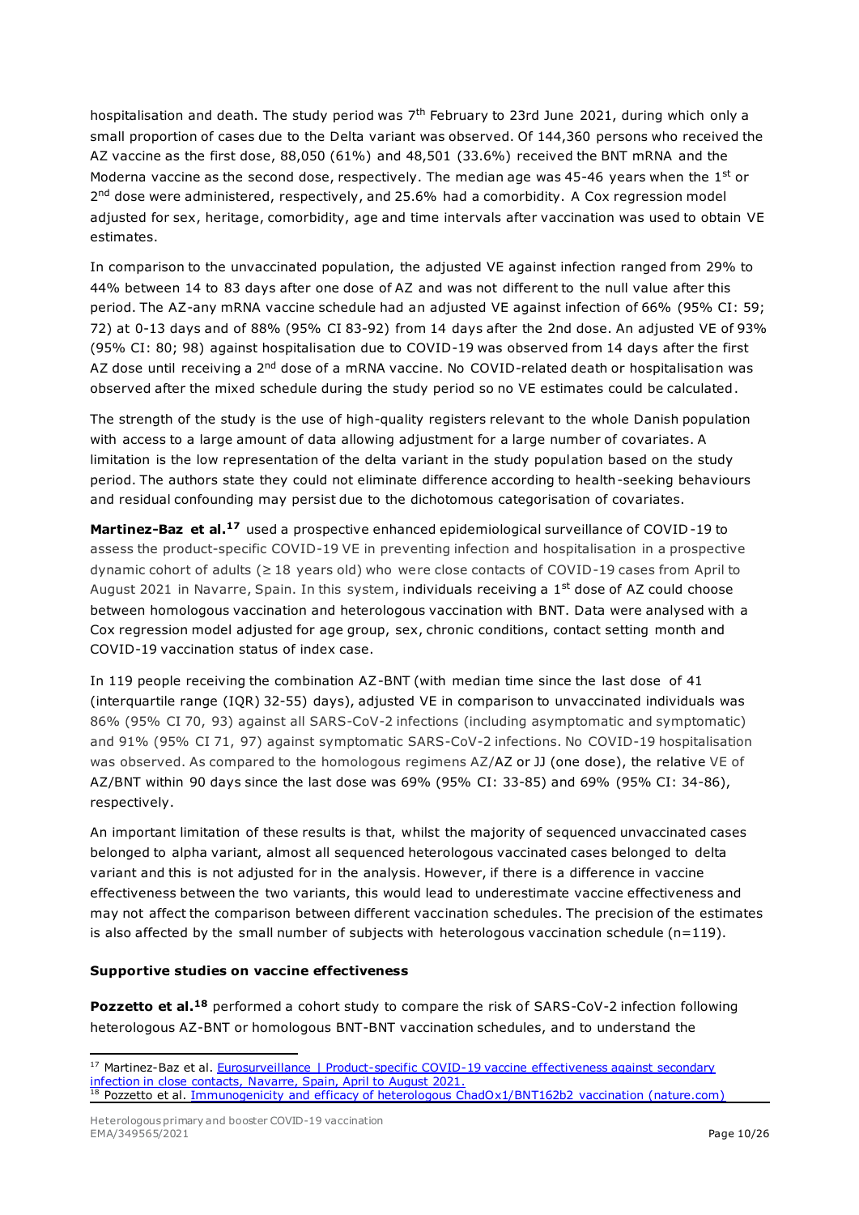hospitalisation and death. The study period was 7th February to 23rd June 2021, during which only a small proportion of cases due to the Delta variant was observed. Of 144,360 persons who received the AZ vaccine as the first dose, 88,050 (61%) and 48,501 (33.6%) received the BNT mRNA and the Moderna vaccine as the second dose, respectively. The median age was 45-46 years when the 1st or 2nd dose were administered, respectively, and 25.6% had a comorbidity. A Cox regression model adjusted for sex, heritage, comorbidity, age and time intervals after vaccination was used to obtain VE estimates.

In comparison to the unvaccinated population, the adjusted VE against infection ranged from 29% to 44% between 14 to 83 days after one dose of AZ and was not different to the null value after this period. The AZ-any mRNA vaccine schedule had an adjusted VE against infection of 66% (95% CI: 59; 72) at 0-13 days and of 88% (95% CI 83-92) from 14 days after the 2nd dose. An adjusted VE of 93% (95% CI: 80; 98) against hospitalisation due to COVID-19 was observed from 14 days after the first AZ dose until receiving a 2nd dose of a mRNA vaccine. No COVID-related death or hospitalisation was observed after the mixed schedule during the study period so no VE estimates could be calculated.

The strength of the study is the use of high-quality registers relevant to the whole Danish population with access to a large amount of data allowing adjustment for a large number of covariates. A limitation is the low representation of the delta variant in the study population based on the study period. The authors state they could not eliminate difference according to health-seeking behaviours and residual confounding may persist due to the dichotomous categorisation of covariates.

**Martinez-Baz et al.[17]** used a prospective enhanced epidemiological surveillance of COVID-19 to assess the product-specific COVID-19 VE in preventing infection and hospitalisation in a prospective dynamic cohort of adults (≥ 18 years old) who were close contacts of COVID-19 cases from April to August 2021 in Navarre, Spain. In this system, individuals receiving a 1st dose of AZ could choose between homologous vaccination and heterologous vaccination with BNT. Data were analysed with a Cox regression model adjusted for age group, sex, chronic conditions, contact setting month and COVID-19 vaccination status of index case.

In 119 people receiving the combination AZ-BNT (with median time since the last dose of 41 (interquartile range (IQR) 32-55) days), adjusted VE in comparison to unvaccinated individuals was 86% (95% CI 70, 93) against all SARS-CoV-2 infections (including asymptomatic and symptomatic) and 91% (95% CI 71, 97) against symptomatic SARS-CoV-2 infections. No COVID-19 hospitalisation was observed. As compared to the homologous regimens AZ/AZ or JJ (one dose), the relative VE of AZ/BNT within 90 days since the last dose was 69% (95% CI: 33-85) and 69% (95% CI: 34-86), respectively.

An important limitation of these results is that, whilst the majority of sequenced unvaccinated cases belonged to alpha variant, almost all sequenced heterologous vaccinated cases belonged to delta variant and this is not adjusted for in the analysis. However, if there is a difference in vaccine effectiveness between the two variants, this would lead to underestimate vaccine effectiveness and may not affect the comparison between different vaccination schedules. The precision of the estimates is also affected by the small number of subjects with heterologous vaccination schedule (n=119).

**Supportive studies on vaccine effectiveness**

**Pozzetto et al.[18]** performed a cohort study to compare the risk of SARS-CoV-2 infection following heterologous AZ-BNT or homologous BNT-BNT vaccination schedules, and to understand the

---

[17] Martinez-Baz et al. Eurosurveillance | Product-specific COVID-19 vaccine effectiveness against secondary infection in close contacts, Navarre, Spain, April to August 2021.

[18] Pozzetto et al. Immunogenicity and efficacy of heterologous ChadOx1/BNT162b2 vaccination (nature.com)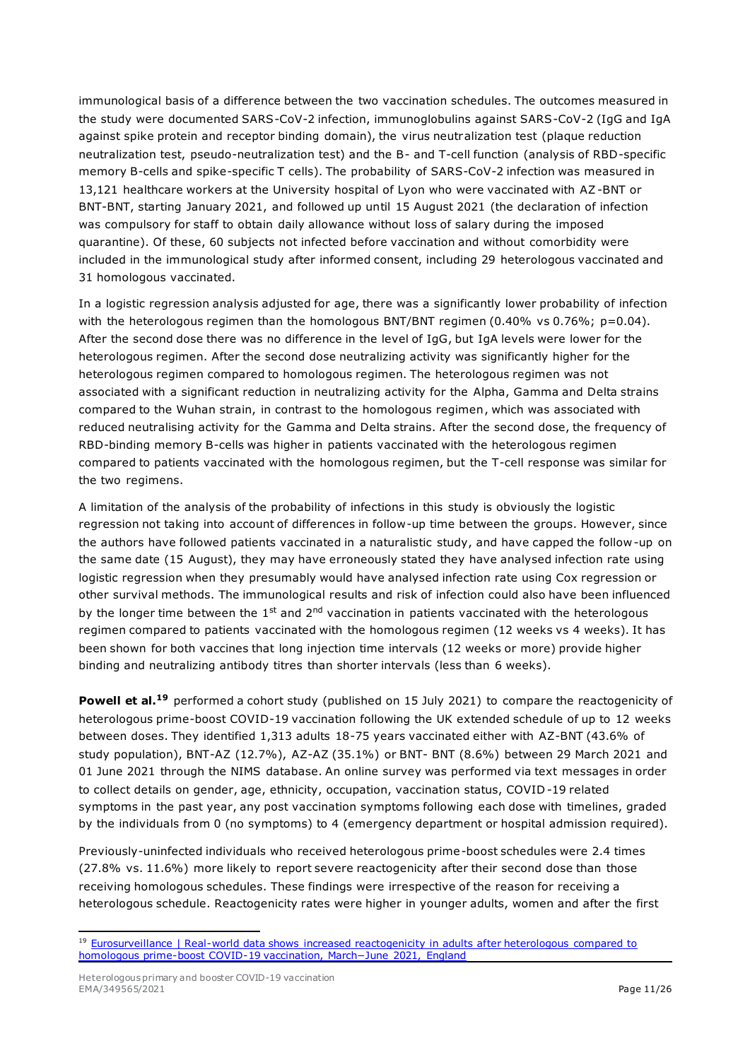immunological basis of a difference between the two vaccination schedules. The outcomes measured in the study were documented SARS-CoV-2 infection, immunoglobulins against SARS-CoV-2 (IgG and IgA against spike protein and receptor binding domain), the virus neutralization test (plaque reduction neutralization test, pseudo-neutralization test) and the B- and T-cell function (analysis of RBD-specific memory B-cells and spike-specific T cells). The probability of SARS-CoV-2 infection was measured in 13,121 healthcare workers at the University hospital of Lyon who were vaccinated with AZ-BNT or BNT-BNT, starting January 2021, and followed up until 15 August 2021 (the declaration of infection was compulsory for staff to obtain daily allowance without loss of salary during the imposed quarantine). Of these, 60 subjects not infected before vaccination and without comorbidity were included in the immunological study after informed consent, including 29 heterologous vaccinated and 31 homologous vaccinated.

In a logistic regression analysis adjusted for age, there was a significantly lower probability of infection with the heterologous regimen than the homologous BNT/BNT regimen (0.40% vs 0.76%; p=0.04). After the second dose there was no difference in the level of IgG, but IgA levels were lower for the heterologous regimen. After the second dose neutralizing activity was significantly higher for the heterologous regimen compared to homologous regimen. The heterologous regimen was not associated with a significant reduction in neutralizing activity for the Alpha, Gamma and Delta strains compared to the Wuhan strain, in contrast to the homologous regimen, which was associated with reduced neutralising activity for the Gamma and Delta strains. After the second dose, the frequency of RBD-binding memory B-cells was higher in patients vaccinated with the heterologous regimen compared to patients vaccinated with the homologous regimen, but the T-cell response was similar for the two regimens.

A limitation of the analysis of the probability of infections in this study is obviously the logistic regression not taking into account of differences in follow-up time between the groups. However, since the authors have followed patients vaccinated in a naturalistic study, and have capped the follow-up on the same date (15 August), they may have erroneously stated they have analysed infection rate using logistic regression when they presumably would have analysed infection rate using Cox regression or other survival methods. The immunological results and risk of infection could also have been influenced by the longer time between the 1st and 2nd vaccination in patients vaccinated with the heterologous regimen compared to patients vaccinated with the homologous regimen (12 weeks vs 4 weeks). It has been shown for both vaccines that long injection time intervals (12 weeks or more) provide higher binding and neutralizing antibody titres than shorter intervals (less than 6 weeks).

**Powell et al.**[19] performed a cohort study (published on 15 July 2021) to compare the reactogenicity of heterologous prime-boost COVID-19 vaccination following the UK extended schedule of up to 12 weeks between doses. They identified 1,313 adults 18-75 years vaccinated either with AZ-BNT (43.6% of study population), BNT-AZ (12.7%), AZ-AZ (35.1%) or BNT- BNT (8.6%) between 29 March 2021 and 01 June 2021 through the NIMS database. An online survey was performed via text messages in order to collect details on gender, age, ethnicity, occupation, vaccination status, COVID-19 related symptoms in the past year, any post vaccination symptoms following each dose with timelines, graded by the individuals from 0 (no symptoms) to 4 (emergency department or hospital admission required).

Previously-uninfected individuals who received heterologous prime-boost schedules were 2.4 times (27.8% vs. 11.6%) more likely to report severe reactogenicity after their second dose than those receiving homologous schedules. These findings were irrespective of the reason for receiving a heterologous schedule. Reactogenicity rates were higher in younger adults, women and after the first

[19] Eurosurveillance | Real-world data shows increased reactogenicity in adults after heterologous compared to homologous prime-boost COVID-19 vaccination, March−June 2021, England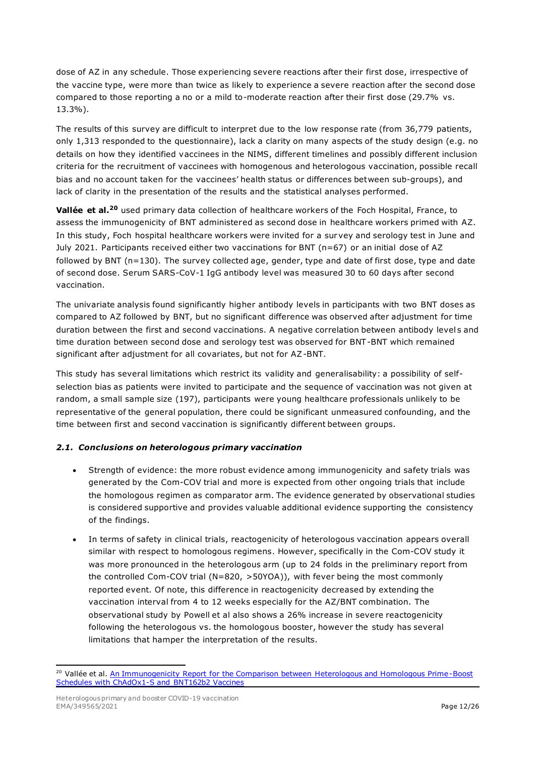dose of AZ in any schedule. Those experiencing severe reactions after their first dose, irrespective of the vaccine type, were more than twice as likely to experience a severe reaction after the second dose compared to those reporting a no or a mild to-moderate reaction after their first dose (29.7% vs. 13.3%).

The results of this survey are difficult to interpret due to the low response rate (from 36,779 patients, only 1,313 responded to the questionnaire), lack a clarity on many aspects of the study design (e.g. no details on how they identified vaccinees in the NIMS, different timelines and possibly different inclusion criteria for the recruitment of vaccinees with homogenous and heterologous vaccination, possible recall bias and no account taken for the vaccinees' health status or differences between sub-groups), and lack of clarity in the presentation of the results and the statistical analyses performed.

**Vallée et al.**[20] used primary data collection of healthcare workers of the Foch Hospital, France, to assess the immunogenicity of BNT administered as second dose in healthcare workers primed with AZ. In this study, Foch hospital healthcare workers were invited for a survey and serology test in June and July 2021. Participants received either two vaccinations for BNT (n=67) or an initial dose of AZ followed by BNT (n=130). The survey collected age, gender, type and date of first dose, type and date of second dose. Serum SARS-CoV-1 IgG antibody level was measured 30 to 60 days after second vaccination.

The univariate analysis found significantly higher antibody levels in participants with two BNT doses as compared to AZ followed by BNT, but no significant difference was observed after adjustment for time duration between the first and second vaccinations. A negative correlation between antibody levels and time duration between second dose and serology test was observed for BNT-BNT which remained significant after adjustment for all covariates, but not for AZ-BNT.

This study has several limitations which restrict its validity and generalisability: a possibility of self-selection bias as patients were invited to participate and the sequence of vaccination was not given at random, a small sample size (197), participants were young healthcare professionals unlikely to be representative of the general population, there could be significant unmeasured confounding, and the time between first and second vaccination is significantly different between groups.

### *2.1. Conclusions on heterologous primary vaccination*

- Strength of evidence: the more robust evidence among immunogenicity and safety trials was generated by the Com-COV trial and more is expected from other ongoing trials that include the homologous regimen as comparator arm. The evidence generated by observational studies is considered supportive and provides valuable additional evidence supporting the consistency of the findings.
- In terms of safety in clinical trials, reactogenicity of heterologous vaccination appears overall similar with respect to homologous regimens. However, specifically in the Com-COV study it was more pronounced in the heterologous arm (up to 24 folds in the preliminary report from the controlled Com-COV trial (N=820, >50YOA)), with fever being the most commonly reported event. Of note, this difference in reactogenicity decreased by extending the vaccination interval from 4 to 12 weeks especially for the AZ/BNT combination. The observational study by Powell et al also shows a 26% increase in severe reactogenicity following the heterologous vs. the homologous booster, however the study has several limitations that hamper the interpretation of the results.

[20] Vallée et al. An Immunogenicity Report for the Comparison between Heterologous and Homologous Prime-Boost Schedules with ChAdOx1-S and BNT162b2 Vaccines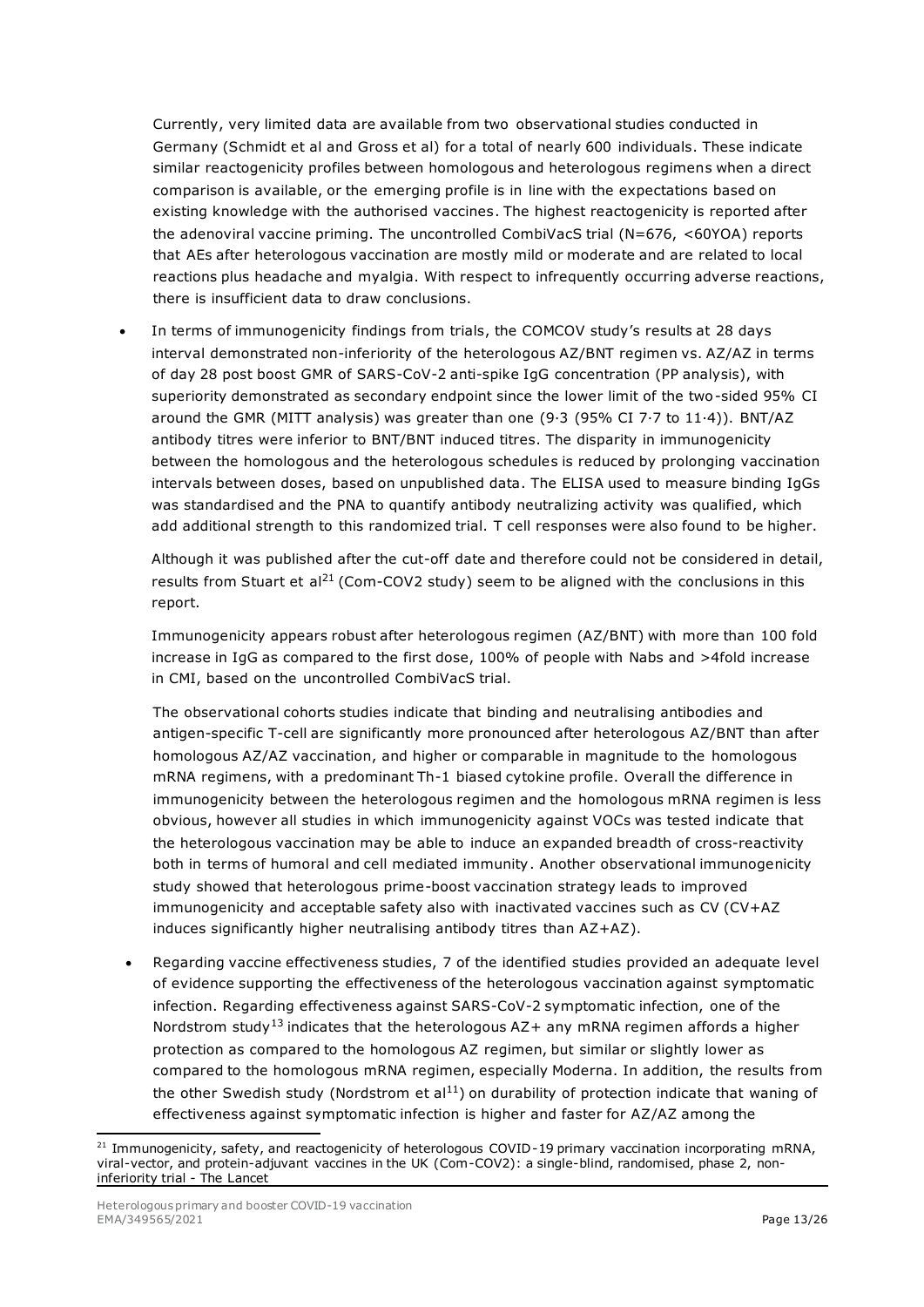Currently, very limited data are available from two observational studies conducted in Germany (Schmidt et al and Gross et al) for a total of nearly 600 individuals. These indicate similar reactogenicity profiles between homologous and heterologous regimens when a direct comparison is available, or the emerging profile is in line with the expectations based on existing knowledge with the authorised vaccines. The highest reactogenicity is reported after the adenoviral vaccine priming. The uncontrolled CombiVacS trial (N=676, <60YOA) reports that AEs after heterologous vaccination are mostly mild or moderate and are related to local reactions plus headache and myalgia. With respect to infrequently occurring adverse reactions, there is insufficient data to draw conclusions.

- In terms of immunogenicity findings from trials, the COMCOV study's results at 28 days interval demonstrated non-inferiority of the heterologous AZ/BNT regimen vs. AZ/AZ in terms of day 28 post boost GMR of SARS-CoV-2 anti-spike IgG concentration (PP analysis), with superiority demonstrated as secondary endpoint since the lower limit of the two-sided 95% CI around the GMR (MITT analysis) was greater than one (9·3 (95% CI 7·7 to 11·4)). BNT/AZ antibody titres were inferior to BNT/BNT induced titres. The disparity in immunogenicity between the homologous and the heterologous schedules is reduced by prolonging vaccination intervals between doses, based on unpublished data. The ELISA used to measure binding IgGs was standardised and the PNA to quantify antibody neutralizing activity was qualified, which add additional strength to this randomized trial. T cell responses were also found to be higher.

  Although it was published after the cut-off date and therefore could not be considered in detail, results from Stuart et al[21] (Com-COV2 study) seem to be aligned with the conclusions in this report.

  Immunogenicity appears robust after heterologous regimen (AZ/BNT) with more than 100 fold increase in IgG as compared to the first dose, 100% of people with Nabs and >4fold increase in CMI, based on the uncontrolled CombiVacS trial.

  The observational cohorts studies indicate that binding and neutralising antibodies and antigen-specific T-cell are significantly more pronounced after heterologous AZ/BNT than after homologous AZ/AZ vaccination, and higher or comparable in magnitude to the homologous mRNA regimens, with a predominant Th-1 biased cytokine profile. Overall the difference in immunogenicity between the heterologous regimen and the homologous mRNA regimen is less obvious, however all studies in which immunogenicity against VOCs was tested indicate that the heterologous vaccination may be able to induce an expanded breadth of cross-reactivity both in terms of humoral and cell mediated immunity. Another observational immunogenicity study showed that heterologous prime-boost vaccination strategy leads to improved immunogenicity and acceptable safety also with inactivated vaccines such as CV (CV+AZ induces significantly higher neutralising antibody titres than AZ+AZ).

- Regarding vaccine effectiveness studies, 7 of the identified studies provided an adequate level of evidence supporting the effectiveness of the heterologous vaccination against symptomatic infection. Regarding effectiveness against SARS-CoV-2 symptomatic infection, one of the Nordstrom study[13] indicates that the heterologous AZ+ any mRNA regimen affords a higher protection as compared to the homologous AZ regimen, but similar or slightly lower as compared to the homologous mRNA regimen, especially Moderna. In addition, the results from the other Swedish study (Nordstrom et al[11]) on durability of protection indicate that waning of effectiveness against symptomatic infection is higher and faster for AZ/AZ among the

[21] Immunogenicity, safety, and reactogenicity of heterologous COVID-19 primary vaccination incorporating mRNA, viral-vector, and protein-adjuvant vaccines in the UK (Com-COV2): a single-blind, randomised, phase 2, non-inferiority trial - The Lancet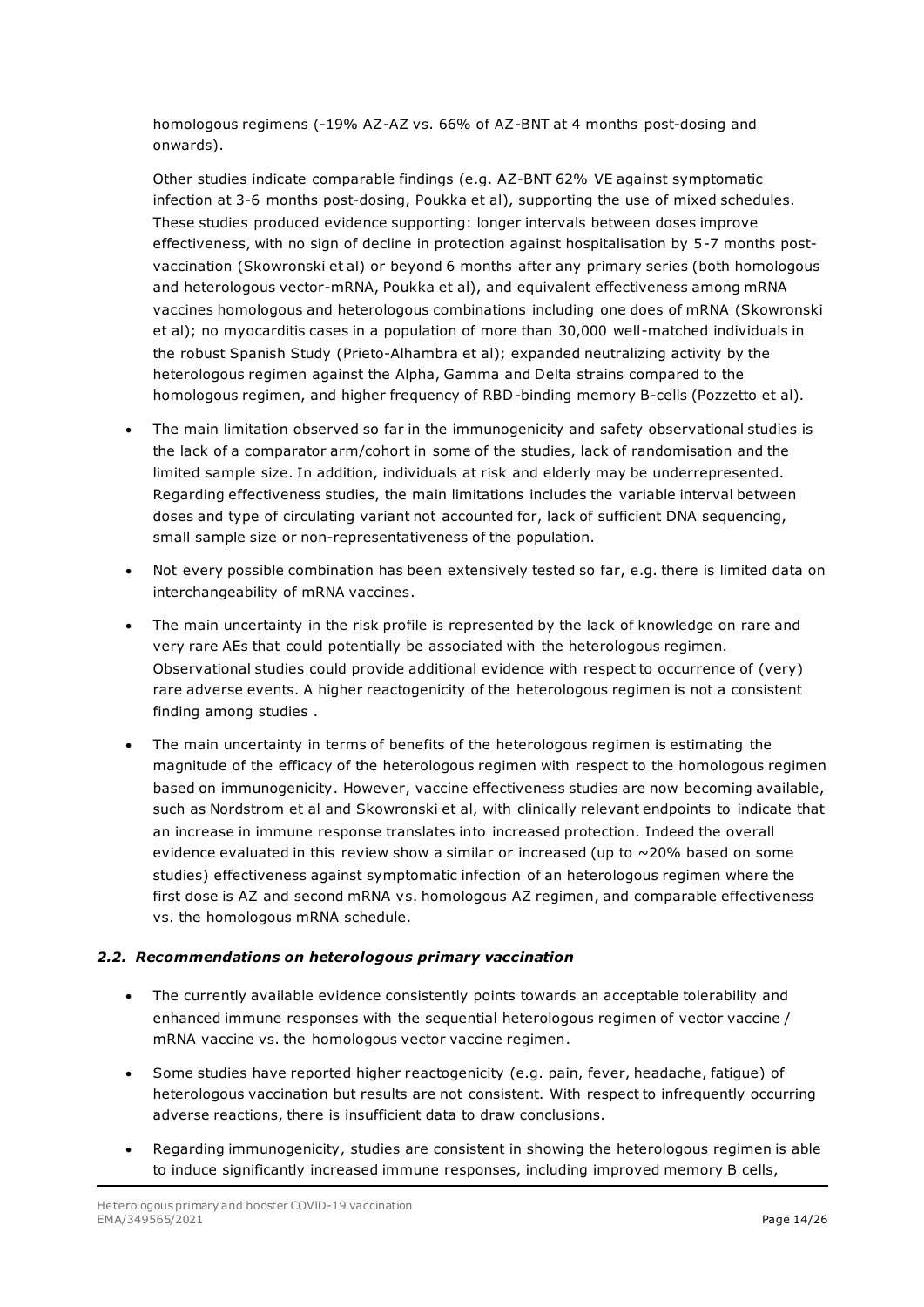homologous regimens (-19% AZ-AZ vs. 66% of AZ-BNT at 4 months post-dosing and onwards).

Other studies indicate comparable findings (e.g. AZ-BNT 62% VE against symptomatic infection at 3-6 months post-dosing, Poukka et al), supporting the use of mixed schedules. These studies produced evidence supporting: longer intervals between doses improve effectiveness, with no sign of decline in protection against hospitalisation by 5-7 months post-vaccination (Skowronski et al) or beyond 6 months after any primary series (both homologous and heterologous vector-mRNA, Poukka et al), and equivalent effectiveness among mRNA vaccines homologous and heterologous combinations including one does of mRNA (Skowronski et al); no myocarditis cases in a population of more than 30,000 well-matched individuals in the robust Spanish Study (Prieto-Alhambra et al); expanded neutralizing activity by the heterologous regimen against the Alpha, Gamma and Delta strains compared to the homologous regimen, and higher frequency of RBD-binding memory B-cells (Pozzetto et al).

- The main limitation observed so far in the immunogenicity and safety observational studies is the lack of a comparator arm/cohort in some of the studies, lack of randomisation and the limited sample size. In addition, individuals at risk and elderly may be underrepresented. Regarding effectiveness studies, the main limitations includes the variable interval between doses and type of circulating variant not accounted for, lack of sufficient DNA sequencing, small sample size or non-representativeness of the population.
- Not every possible combination has been extensively tested so far, e.g. there is limited data on interchangeability of mRNA vaccines.
- The main uncertainty in the risk profile is represented by the lack of knowledge on rare and very rare AEs that could potentially be associated with the heterologous regimen. Observational studies could provide additional evidence with respect to occurrence of (very) rare adverse events. A higher reactogenicity of the heterologous regimen is not a consistent finding among studies .
- The main uncertainty in terms of benefits of the heterologous regimen is estimating the magnitude of the efficacy of the heterologous regimen with respect to the homologous regimen based on immunogenicity. However, vaccine effectiveness studies are now becoming available, such as Nordstrom et al and Skowronski et al, with clinically relevant endpoints to indicate that an increase in immune response translates into increased protection. Indeed the overall evidence evaluated in this review show a similar or increased (up to ~20% based on some studies) effectiveness against symptomatic infection of an heterologous regimen where the first dose is AZ and second mRNA vs. homologous AZ regimen, and comparable effectiveness vs. the homologous mRNA schedule.

### *2.2. Recommendations on heterologous primary vaccination*

- The currently available evidence consistently points towards an acceptable tolerability and enhanced immune responses with the sequential heterologous regimen of vector vaccine / mRNA vaccine vs. the homologous vector vaccine regimen.
- Some studies have reported higher reactogenicity (e.g. pain, fever, headache, fatigue) of heterologous vaccination but results are not consistent. With respect to infrequently occurring adverse reactions, there is insufficient data to draw conclusions.
- Regarding immunogenicity, studies are consistent in showing the heterologous regimen is able to induce significantly increased immune responses, including improved memory B cells,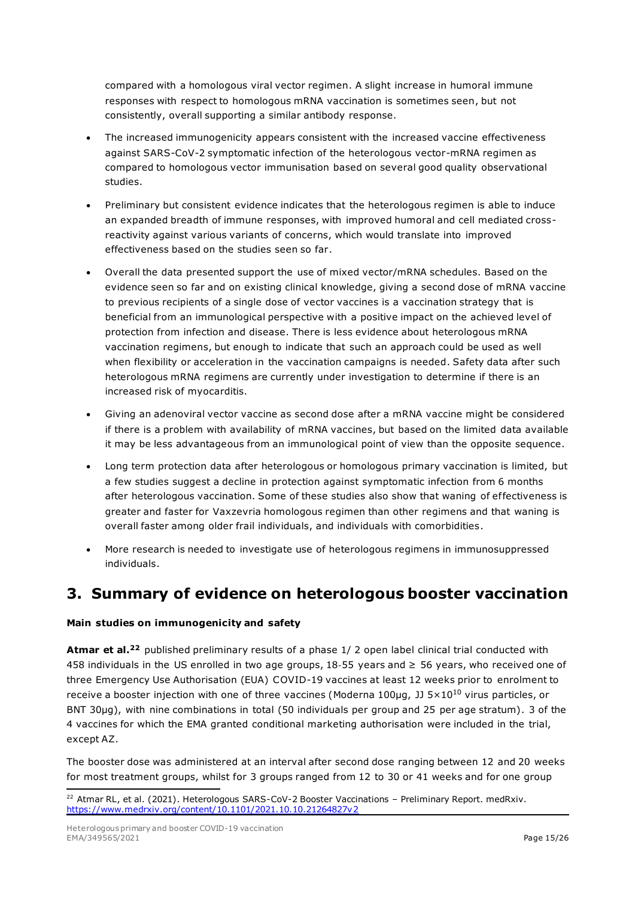compared with a homologous viral vector regimen. A slight increase in humoral immune responses with respect to homologous mRNA vaccination is sometimes seen, but not consistently, overall supporting a similar antibody response.

- The increased immunogenicity appears consistent with the increased vaccine effectiveness against SARS-CoV-2 symptomatic infection of the heterologous vector-mRNA regimen as compared to homologous vector immunisation based on several good quality observational studies.
- Preliminary but consistent evidence indicates that the heterologous regimen is able to induce an expanded breadth of immune responses, with improved humoral and cell mediated cross-reactivity against various variants of concerns, which would translate into improved effectiveness based on the studies seen so far.
- Overall the data presented support the use of mixed vector/mRNA schedules. Based on the evidence seen so far and on existing clinical knowledge, giving a second dose of mRNA vaccine to previous recipients of a single dose of vector vaccines is a vaccination strategy that is beneficial from an immunological perspective with a positive impact on the achieved level of protection from infection and disease. There is less evidence about heterologous mRNA vaccination regimens, but enough to indicate that such an approach could be used as well when flexibility or acceleration in the vaccination campaigns is needed. Safety data after such heterologous mRNA regimens are currently under investigation to determine if there is an increased risk of myocarditis.
- Giving an adenoviral vector vaccine as second dose after a mRNA vaccine might be considered if there is a problem with availability of mRNA vaccines, but based on the limited data available it may be less advantageous from an immunological point of view than the opposite sequence.
- Long term protection data after heterologous or homologous primary vaccination is limited, but a few studies suggest a decline in protection against symptomatic infection from 6 months after heterologous vaccination. Some of these studies also show that waning of effectiveness is greater and faster for Vaxzevria homologous regimen than other regimens and that waning is overall faster among older frail individuals, and individuals with comorbidities.
- More research is needed to investigate use of heterologous regimens in immunosuppressed individuals.

## 3. Summary of evidence on heterologous booster vaccination

**Main studies on immunogenicity and safety**

**Atmar et al.**[22] published preliminary results of a phase 1/ 2 open label clinical trial conducted with 458 individuals in the US enrolled in two age groups, 18-55 years and ≥ 56 years, who received one of three Emergency Use Authorisation (EUA) COVID-19 vaccines at least 12 weeks prior to enrolment to receive a booster injection with one of three vaccines (Moderna 100µg, JJ $5\times10^{10}$ virus particles, or BNT 30µg), with nine combinations in total (50 individuals per group and 25 per age stratum). 3 of the 4 vaccines for which the EMA granted conditional marketing authorisation were included in the trial, except AZ.

The booster dose was administered at an interval after second dose ranging between 12 and 20 weeks for most treatment groups, whilst for 3 groups ranged from 12 to 30 or 41 weeks and for one group

[22] Atmar RL, et al. (2021). Heterologous SARS-CoV-2 Booster Vaccinations – Preliminary Report. medRxiv. https://www.medrxiv.org/content/10.1101/2021.10.10.21264827v2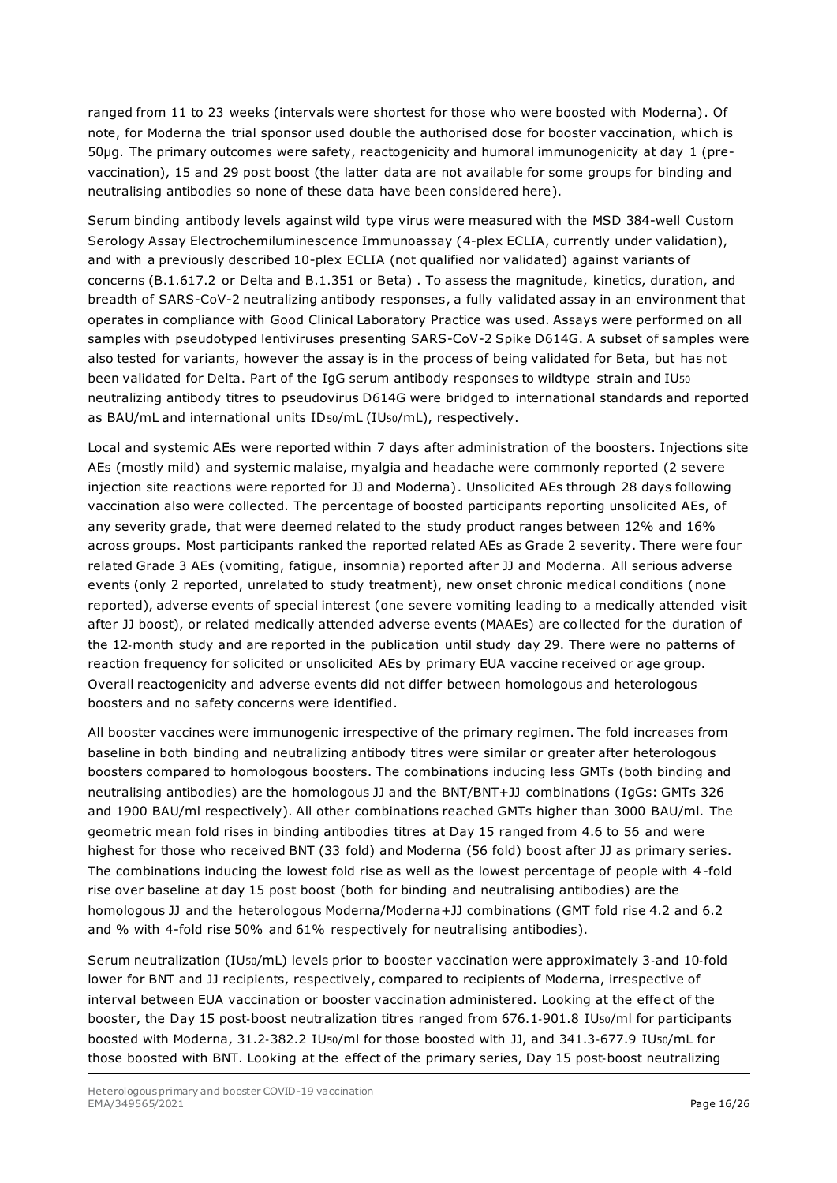ranged from 11 to 23 weeks (intervals were shortest for those who were boosted with Moderna). Of note, for Moderna the trial sponsor used double the authorised dose for booster vaccination, which is 50µg. The primary outcomes were safety, reactogenicity and humoral immunogenicity at day 1 (pre-vaccination), 15 and 29 post boost (the latter data are not available for some groups for binding and neutralising antibodies so none of these data have been considered here).

Serum binding antibody levels against wild type virus were measured with the MSD 384-well Custom Serology Assay Electrochemiluminescence Immunoassay (4-plex ECLIA, currently under validation), and with a previously described 10-plex ECLIA (not qualified nor validated) against variants of concerns (B.1.617.2 or Delta and B.1.351 or Beta) . To assess the magnitude, kinetics, duration, and breadth of SARS-CoV-2 neutralizing antibody responses, a fully validated assay in an environment that operates in compliance with Good Clinical Laboratory Practice was used. Assays were performed on all samples with pseudotyped lentiviruses presenting SARS-CoV-2 Spike D614G. A subset of samples were also tested for variants, however the assay is in the process of being validated for Beta, but has not been validated for Delta. Part of the IgG serum antibody responses to wildtype strain and $IU_{50}$ neutralizing antibody titres to pseudovirus D614G were bridged to international standards and reported as BAU/mL and international units $ID_{50}$/mL ($IU_{50}$/mL), respectively.

Local and systemic AEs were reported within 7 days after administration of the boosters. Injections site AEs (mostly mild) and systemic malaise, myalgia and headache were commonly reported (2 severe injection site reactions were reported for JJ and Moderna). Unsolicited AEs through 28 days following vaccination also were collected. The percentage of boosted participants reporting unsolicited AEs, of any severity grade, that were deemed related to the study product ranges between 12% and 16% across groups. Most participants ranked the reported related AEs as Grade 2 severity. There were four related Grade 3 AEs (vomiting, fatigue, insomnia) reported after JJ and Moderna. All serious adverse events (only 2 reported, unrelated to study treatment), new onset chronic medical conditions (none reported), adverse events of special interest (one severe vomiting leading to a medically attended visit after JJ boost), or related medically attended adverse events (MAAEs) are collected for the duration of the 12-month study and are reported in the publication until study day 29. There were no patterns of reaction frequency for solicited or unsolicited AEs by primary EUA vaccine received or age group. Overall reactogenicity and adverse events did not differ between homologous and heterologous boosters and no safety concerns were identified.

All booster vaccines were immunogenic irrespective of the primary regimen. The fold increases from baseline in both binding and neutralizing antibody titres were similar or greater after heterologous boosters compared to homologous boosters. The combinations inducing less GMTs (both binding and neutralising antibodies) are the homologous JJ and the BNT/BNT+JJ combinations (IgGs: GMTs 326 and 1900 BAU/ml respectively). All other combinations reached GMTs higher than 3000 BAU/ml. The geometric mean fold rises in binding antibodies titres at Day 15 ranged from 4.6 to 56 and were highest for those who received BNT (33 fold) and Moderna (56 fold) boost after JJ as primary series. The combinations inducing the lowest fold rise as well as the lowest percentage of people with 4-fold rise over baseline at day 15 post boost (both for binding and neutralising antibodies) are the homologous JJ and the heterologous Moderna/Moderna+JJ combinations (GMT fold rise 4.2 and 6.2 and % with 4-fold rise 50% and 61% respectively for neutralising antibodies).

Serum neutralization ($IU_{50}$/mL) levels prior to booster vaccination were approximately 3-and 10-fold lower for BNT and JJ recipients, respectively, compared to recipients of Moderna, irrespective of interval between EUA vaccination or booster vaccination administered. Looking at the effect of the booster, the Day 15 post-boost neutralization titres ranged from 676.1-901.8 $IU_{50}$/ml for participants boosted with Moderna, 31.2-382.2 $IU_{50}$/ml for those boosted with JJ, and 341.3-677.9 $IU_{50}$/mL for those boosted with BNT. Looking at the effect of the primary series, Day 15 post-boost neutralizing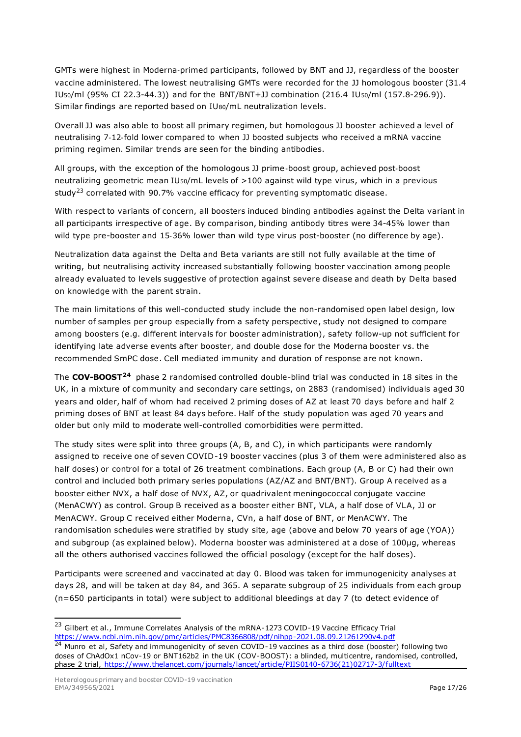GMTs were highest in Moderna-primed participants, followed by BNT and JJ, regardless of the booster vaccine administered. The lowest neutralising GMTs were recorded for the JJ homologous booster (31.4 $IU_{50}$/ml (95% CI 22.3-44.3)) and for the BNT/BNT+JJ combination (216.4 $IU_{50}$/ml (157.8-296.9)). Similar findings are reported based on $IU_{80}$/mL neutralization levels.

Overall JJ was also able to boost all primary regimen, but homologous JJ booster achieved a level of neutralising 7-12-fold lower compared to when JJ boosted subjects who received a mRNA vaccine priming regimen. Similar trends are seen for the binding antibodies.

All groups, with the exception of the homologous JJ prime-boost group, achieved post-boost neutralizing geometric mean $IU_{50}$/mL levels of >100 against wild type virus, which in a previous study[23] correlated with 90.7% vaccine efficacy for preventing symptomatic disease.

With respect to variants of concern, all boosters induced binding antibodies against the Delta variant in all participants irrespective of age. By comparison, binding antibody titres were 34-45% lower than wild type pre-booster and 15-36% lower than wild type virus post-booster (no difference by age).

Neutralization data against the Delta and Beta variants are still not fully available at the time of writing, but neutralising activity increased substantially following booster vaccination among people already evaluated to levels suggestive of protection against severe disease and death by Delta based on knowledge with the parent strain.

The main limitations of this well-conducted study include the non-randomised open label design, low number of samples per group especially from a safety perspective, study not designed to compare among boosters (e.g. different intervals for booster administration), safety follow-up not sufficient for identifying late adverse events after booster, and double dose for the Moderna booster vs. the recommended SmPC dose. Cell mediated immunity and duration of response are not known.

The **COV-BOOST**[24] phase 2 randomised controlled double-blind trial was conducted in 18 sites in the UK, in a mixture of community and secondary care settings, on 2883 (randomised) individuals aged 30 years and older, half of whom had received 2 priming doses of AZ at least 70 days before and half 2 priming doses of BNT at least 84 days before. Half of the study population was aged 70 years and older but only mild to moderate well-controlled comorbidities were permitted.

The study sites were split into three groups (A, B, and C), in which participants were randomly assigned to receive one of seven COVID-19 booster vaccines (plus 3 of them were administered also as half doses) or control for a total of 26 treatment combinations. Each group (A, B or C) had their own control and included both primary series populations (AZ/AZ and BNT/BNT). Group A received as a booster either NVX, a half dose of NVX, AZ, or quadrivalent meningococcal conjugate vaccine (MenACWY) as control. Group B received as a booster either BNT, VLA, a half dose of VLA, JJ or MenACWY. Group C received either Moderna, CVn, a half dose of BNT, or MenACWY. The randomisation schedules were stratified by study site, age (above and below 70 years of age (YOA)) and subgroup (as explained below). Moderna booster was administered at a dose of 100µg, whereas all the others authorised vaccines followed the official posology (except for the half doses).

Participants were screened and vaccinated at day 0. Blood was taken for immunogenicity analyses at days 28, and will be taken at day 84, and 365. A separate subgroup of 25 individuals from each group (n=650 participants in total) were subject to additional bleedings at day 7 (to detect evidence of

---

[23] Gilbert et al., Immune Correlates Analysis of the mRNA-1273 COVID-19 Vaccine Efficacy Trial https://www.ncbi.nlm.nih.gov/pmc/articles/PMC8366808/pdf/nihpp-2021.08.09.21261290v4.pdf

[24] Munro et al, Safety and immunogenicity of seven COVID-19 vaccines as a third dose (booster) following two doses of ChAdOx1 nCov-19 or BNT162b2 in the UK (COV-BOOST): a blinded, multicentre, randomised, controlled, phase 2 trial, https://www.thelancet.com/journals/lancet/article/PIIS0140-6736(21)02717-3/fulltext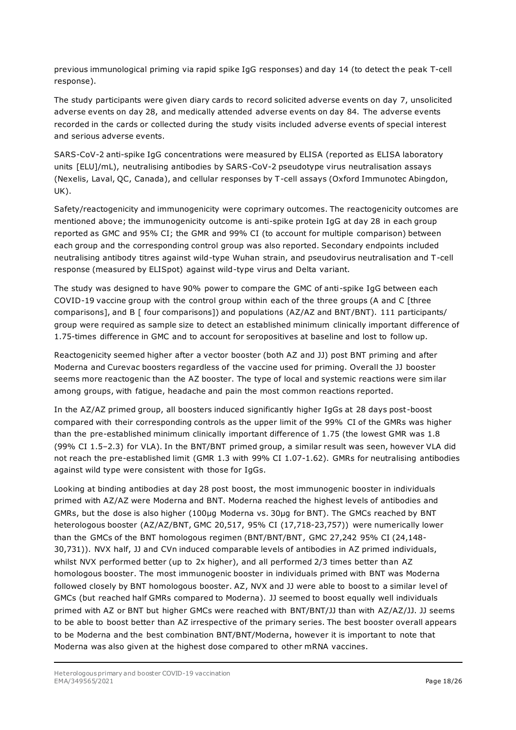previous immunological priming via rapid spike IgG responses) and day 14 (to detect the peak T-cell response).

The study participants were given diary cards to record solicited adverse events on day 7, unsolicited adverse events on day 28, and medically attended adverse events on day 84. The adverse events recorded in the cards or collected during the study visits included adverse events of special interest and serious adverse events.

SARS-CoV-2 anti-spike IgG concentrations were measured by ELISA (reported as ELISA laboratory units [ELU]/mL), neutralising antibodies by SARS-CoV-2 pseudotype virus neutralisation assays (Nexelis, Laval, QC, Canada), and cellular responses by T-cell assays (Oxford Immunotec Abingdon, UK).

Safety/reactogenicity and immunogenicity were coprimary outcomes. The reactogenicity outcomes are mentioned above; the immunogenicity outcome is anti-spike protein IgG at day 28 in each group reported as GMC and 95% CI; the GMR and 99% CI (to account for multiple comparison) between each group and the corresponding control group was also reported. Secondary endpoints included neutralising antibody titres against wild-type Wuhan strain, and pseudovirus neutralisation and T-cell response (measured by ELISpot) against wild-type virus and Delta variant.

The study was designed to have 90% power to compare the GMC of anti-spike IgG between each COVID-19 vaccine group with the control group within each of the three groups (A and C [three comparisons], and B [ four comparisons]) and populations (AZ/AZ and BNT/BNT). 111 participants/ group were required as sample size to detect an established minimum clinically important difference of 1.75-times difference in GMC and to account for seropositives at baseline and lost to follow up.

Reactogenicity seemed higher after a vector booster (both AZ and JJ) post BNT priming and after Moderna and Curevac boosters regardless of the vaccine used for priming. Overall the JJ booster seems more reactogenic than the AZ booster. The type of local and systemic reactions were similar among groups, with fatigue, headache and pain the most common reactions reported.

In the AZ/AZ primed group, all boosters induced significantly higher IgGs at 28 days post-boost compared with their corresponding controls as the upper limit of the 99% CI of the GMRs was higher than the pre-established minimum clinically important difference of 1.75 (the lowest GMR was 1.8 (99% CI 1.5–2.3) for VLA). In the BNT/BNT primed group, a similar result was seen, however VLA did not reach the pre-established limit (GMR 1.3 with 99% CI 1.07-1.62). GMRs for neutralising antibodies against wild type were consistent with those for IgGs.

Looking at binding antibodies at day 28 post boost, the most immunogenic booster in individuals primed with AZ/AZ were Moderna and BNT. Moderna reached the highest levels of antibodies and GMRs, but the dose is also higher (100µg Moderna vs. 30µg for BNT). The GMCs reached by BNT heterologous booster (AZ/AZ/BNT, GMC 20,517, 95% CI (17,718-23,757)) were numerically lower than the GMCs of the BNT homologous regimen (BNT/BNT/BNT, GMC 27,242 95% CI (24,148-30,731)). NVX half, JJ and CVn induced comparable levels of antibodies in AZ primed individuals, whilst NVX performed better (up to 2x higher), and all performed 2/3 times better than AZ homologous booster. The most immunogenic booster in individuals primed with BNT was Moderna followed closely by BNT homologous booster. AZ, NVX and JJ were able to boost to a similar level of GMCs (but reached half GMRs compared to Moderna). JJ seemed to boost equally well individuals primed with AZ or BNT but higher GMCs were reached with BNT/BNT/JJ than with AZ/AZ/JJ. JJ seems to be able to boost better than AZ irrespective of the primary series. The best booster overall appears to be Moderna and the best combination BNT/BNT/Moderna, however it is important to note that Moderna was also given at the highest dose compared to other mRNA vaccines.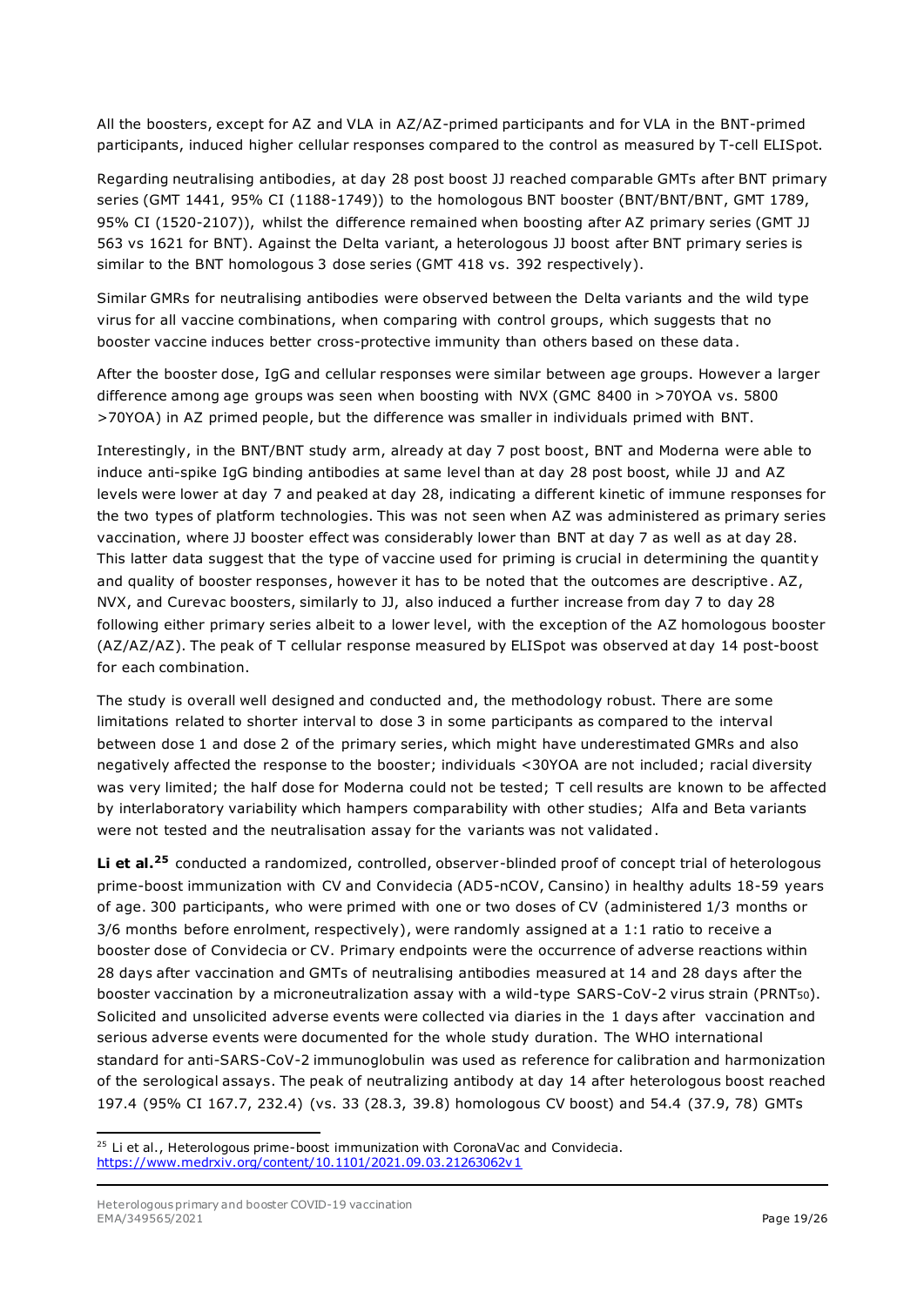All the boosters, except for AZ and VLA in AZ/AZ-primed participants and for VLA in the BNT-primed participants, induced higher cellular responses compared to the control as measured by T-cell ELISpot.

Regarding neutralising antibodies, at day 28 post boost JJ reached comparable GMTs after BNT primary series (GMT 1441, 95% CI (1188-1749)) to the homologous BNT booster (BNT/BNT/BNT, GMT 1789, 95% CI (1520-2107)), whilst the difference remained when boosting after AZ primary series (GMT JJ 563 vs 1621 for BNT). Against the Delta variant, a heterologous JJ boost after BNT primary series is similar to the BNT homologous 3 dose series (GMT 418 vs. 392 respectively).

Similar GMRs for neutralising antibodies were observed between the Delta variants and the wild type virus for all vaccine combinations, when comparing with control groups, which suggests that no booster vaccine induces better cross-protective immunity than others based on these data.

After the booster dose, IgG and cellular responses were similar between age groups. However a larger difference among age groups was seen when boosting with NVX (GMC 8400 in >70YOA vs. 5800 >70YOA) in AZ primed people, but the difference was smaller in individuals primed with BNT.

Interestingly, in the BNT/BNT study arm, already at day 7 post boost, BNT and Moderna were able to induce anti-spike IgG binding antibodies at same level than at day 28 post boost, while JJ and AZ levels were lower at day 7 and peaked at day 28, indicating a different kinetic of immune responses for the two types of platform technologies. This was not seen when AZ was administered as primary series vaccination, where JJ booster effect was considerably lower than BNT at day 7 as well as at day 28. This latter data suggest that the type of vaccine used for priming is crucial in determining the quantity and quality of booster responses, however it has to be noted that the outcomes are descriptive. AZ, NVX, and Curevac boosters, similarly to JJ, also induced a further increase from day 7 to day 28 following either primary series albeit to a lower level, with the exception of the AZ homologous booster (AZ/AZ/AZ). The peak of T cellular response measured by ELISpot was observed at day 14 post-boost for each combination.

The study is overall well designed and conducted and, the methodology robust. There are some limitations related to shorter interval to dose 3 in some participants as compared to the interval between dose 1 and dose 2 of the primary series, which might have underestimated GMRs and also negatively affected the response to the booster; individuals <30YOA are not included; racial diversity was very limited; the half dose for Moderna could not be tested; T cell results are known to be affected by interlaboratory variability which hampers comparability with other studies; Alfa and Beta variants were not tested and the neutralisation assay for the variants was not validated.

**Li et al.**[25] conducted a randomized, controlled, observer-blinded proof of concept trial of heterologous prime-boost immunization with CV and Convidecia (AD5-nCOV, Cansino) in healthy adults 18-59 years of age. 300 participants, who were primed with one or two doses of CV (administered 1/3 months or 3/6 months before enrolment, respectively), were randomly assigned at a 1:1 ratio to receive a booster dose of Convidecia or CV. Primary endpoints were the occurrence of adverse reactions within 28 days after vaccination and GMTs of neutralising antibodies measured at 14 and 28 days after the booster vaccination by a microneutralization assay with a wild-type SARS-CoV-2 virus strain ($PRNT_{50}$). Solicited and unsolicited adverse events were collected via diaries in the 1 days after vaccination and serious adverse events were documented for the whole study duration. The WHO international standard for anti-SARS-CoV-2 immunoglobulin was used as reference for calibration and harmonization of the serological assays. The peak of neutralizing antibody at day 14 after heterologous boost reached 197.4 (95% CI 167.7, 232.4) (vs. 33 (28.3, 39.8) homologous CV boost) and 54.4 (37.9, 78) GMTs

[25] Li et al., Heterologous prime-boost immunization with CoronaVac and Convidecia. https://www.medrxiv.org/content/10.1101/2021.09.03.21263062v1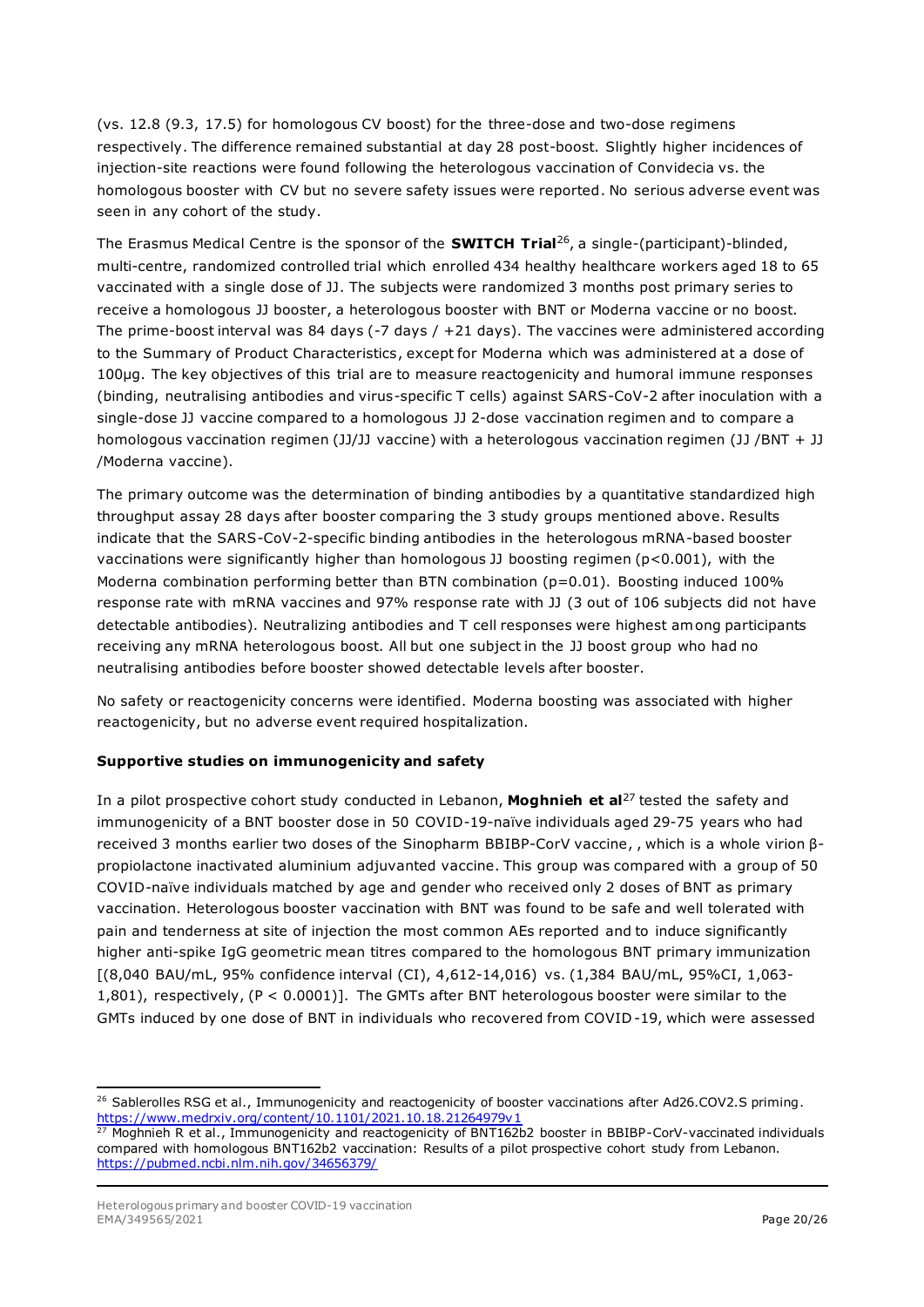(vs. 12.8 (9.3, 17.5) for homologous CV boost) for the three-dose and two-dose regimens respectively. The difference remained substantial at day 28 post-boost. Slightly higher incidences of injection-site reactions were found following the heterologous vaccination of Convidecia vs. the homologous booster with CV but no severe safety issues were reported. No serious adverse event was seen in any cohort of the study.

The Erasmus Medical Centre is the sponsor of the **SWITCH Trial**[26], a single-(participant)-blinded, multi-centre, randomized controlled trial which enrolled 434 healthy healthcare workers aged 18 to 65 vaccinated with a single dose of JJ. The subjects were randomized 3 months post primary series to receive a homologous JJ booster, a heterologous booster with BNT or Moderna vaccine or no boost. The prime-boost interval was 84 days (-7 days / +21 days). The vaccines were administered according to the Summary of Product Characteristics, except for Moderna which was administered at a dose of 100µg. The key objectives of this trial are to measure reactogenicity and humoral immune responses (binding, neutralising antibodies and virus-specific T cells) against SARS-CoV-2 after inoculation with a single-dose JJ vaccine compared to a homologous JJ 2-dose vaccination regimen and to compare a homologous vaccination regimen (JJ/JJ vaccine) with a heterologous vaccination regimen (JJ /BNT + JJ /Moderna vaccine).

The primary outcome was the determination of binding antibodies by a quantitative standardized high throughput assay 28 days after booster comparing the 3 study groups mentioned above. Results indicate that the SARS-CoV-2-specific binding antibodies in the heterologous mRNA-based booster vaccinations were significantly higher than homologous JJ boosting regimen ($p<0.001$), with the Moderna combination performing better than BTN combination ($p=0.01$). Boosting induced 100% response rate with mRNA vaccines and 97% response rate with JJ (3 out of 106 subjects did not have detectable antibodies). Neutralizing antibodies and T cell responses were highest among participants receiving any mRNA heterologous boost. All but one subject in the JJ boost group who had no neutralising antibodies before booster showed detectable levels after booster.

No safety or reactogenicity concerns were identified. Moderna boosting was associated with higher reactogenicity, but no adverse event required hospitalization.

**Supportive studies on immunogenicity and safety**

In a pilot prospective cohort study conducted in Lebanon, **Moghnieh et al**[27] tested the safety and immunogenicity of a BNT booster dose in 50 COVID-19-naïve individuals aged 29-75 years who had received 3 months earlier two doses of the Sinopharm BBIBP-CorV vaccine, , which is a whole virion β-propiolactone inactivated aluminium adjuvanted vaccine. This group was compared with a group of 50 COVID-naïve individuals matched by age and gender who received only 2 doses of BNT as primary vaccination. Heterologous booster vaccination with BNT was found to be safe and well tolerated with pain and tenderness at site of injection the most common AEs reported and to induce significantly higher anti-spike IgG geometric mean titres compared to the homologous BNT primary immunization [(8,040 BAU/mL, 95% confidence interval (CI), 4,612-14,016) vs. (1,384 BAU/mL, 95%CI, 1,063-1,801), respectively, ($P < 0.0001$)]. The GMTs after BNT heterologous booster were similar to the GMTs induced by one dose of BNT in individuals who recovered from COVID-19, which were assessed

[26] Sablerolles RSG et al., Immunogenicity and reactogenicity of booster vaccinations after Ad26.COV2.S priming. https://www.medrxiv.org/content/10.1101/2021.10.18.21264979v1

[27] Moghnieh R et al., Immunogenicity and reactogenicity of BNT162b2 booster in BBIBP-CorV-vaccinated individuals compared with homologous BNT162b2 vaccination: Results of a pilot prospective cohort study from Lebanon. https://pubmed.ncbi.nlm.nih.gov/34656379/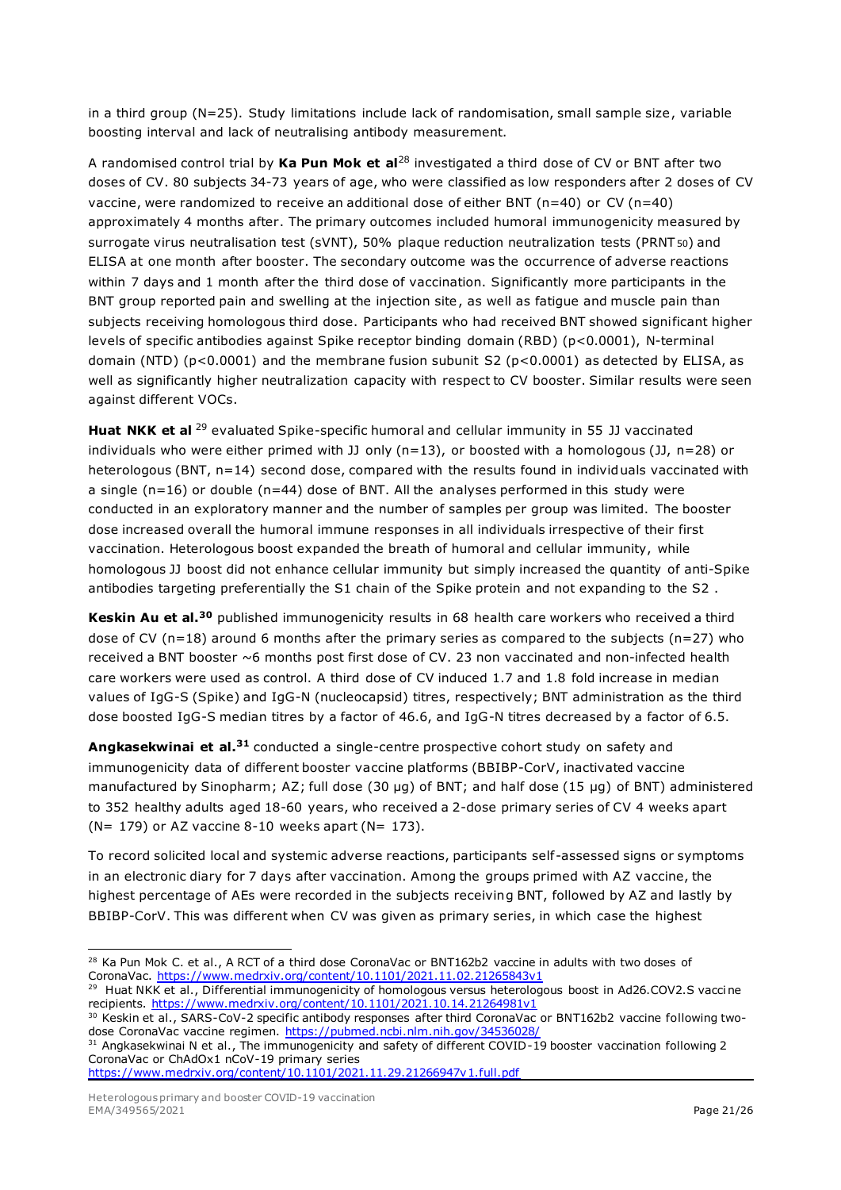in a third group (N=25). Study limitations include lack of randomisation, small sample size, variable boosting interval and lack of neutralising antibody measurement.

A randomised control trial by **Ka Pun Mok et al**[28] investigated a third dose of CV or BNT after two doses of CV. 80 subjects 34-73 years of age, who were classified as low responders after 2 doses of CV vaccine, were randomized to receive an additional dose of either BNT (n=40) or CV (n=40) approximately 4 months after. The primary outcomes included humoral immunogenicity measured by surrogate virus neutralisation test (sVNT), 50% plaque reduction neutralization tests ($PRNT_{50}$) and ELISA at one month after booster. The secondary outcome was the occurrence of adverse reactions within 7 days and 1 month after the third dose of vaccination. Significantly more participants in the BNT group reported pain and swelling at the injection site, as well as fatigue and muscle pain than subjects receiving homologous third dose. Participants who had received BNT showed significant higher levels of specific antibodies against Spike receptor binding domain (RBD) ($p<0.0001$), N-terminal domain (NTD) ($p<0.0001$) and the membrane fusion subunit S2 ($p<0.0001$) as detected by ELISA, as well as significantly higher neutralization capacity with respect to CV booster. Similar results were seen against different VOCs.

**Huat NKK et al**[29] evaluated Spike-specific humoral and cellular immunity in 55 JJ vaccinated individuals who were either primed with JJ only (n=13), or boosted with a homologous (JJ, n=28) or heterologous (BNT, n=14) second dose, compared with the results found in individuals vaccinated with a single (n=16) or double (n=44) dose of BNT. All the analyses performed in this study were conducted in an exploratory manner and the number of samples per group was limited. The booster dose increased overall the humoral immune responses in all individuals irrespective of their first vaccination. Heterologous boost expanded the breath of humoral and cellular immunity, while homologous JJ boost did not enhance cellular immunity but simply increased the quantity of anti-Spike antibodies targeting preferentially the S1 chain of the Spike protein and not expanding to the S2 .

**Keskin Au et al.**[30] published immunogenicity results in 68 health care workers who received a third dose of CV (n=18) around 6 months after the primary series as compared to the subjects (n=27) who received a BNT booster ~6 months post first dose of CV. 23 non vaccinated and non-infected health care workers were used as control. A third dose of CV induced 1.7 and 1.8 fold increase in median values of IgG-S (Spike) and IgG-N (nucleocapsid) titres, respectively; BNT administration as the third dose boosted IgG-S median titres by a factor of 46.6, and IgG-N titres decreased by a factor of 6.5.

**Angkasekwinai et al.**[31] conducted a single-centre prospective cohort study on safety and immunogenicity data of different booster vaccine platforms (BBIBP-CorV, inactivated vaccine manufactured by Sinopharm; AZ; full dose (30 µg) of BNT; and half dose (15 µg) of BNT) administered to 352 healthy adults aged 18-60 years, who received a 2-dose primary series of CV 4 weeks apart (N= 179) or AZ vaccine 8-10 weeks apart (N= 173).

To record solicited local and systemic adverse reactions, participants self-assessed signs or symptoms in an electronic diary for 7 days after vaccination. Among the groups primed with AZ vaccine, the highest percentage of AEs were recorded in the subjects receiving BNT, followed by AZ and lastly by BBIBP-CorV. This was different when CV was given as primary series, in which case the highest

---

[28] Ka Pun Mok C. et al., A RCT of a third dose CoronaVac or BNT162b2 vaccine in adults with two doses of CoronaVac. https://www.medrxiv.org/content/10.1101/2021.11.02.21265843v1

[29] Huat NKK et al., Differential immunogenicity of homologous versus heterologous boost in Ad26.COV2.S vaccine recipients. https://www.medrxiv.org/content/10.1101/2021.10.14.21264981v1

[30] Keskin et al., SARS-CoV-2 specific antibody responses after third CoronaVac or BNT162b2 vaccine following two-dose CoronaVac vaccine regimen. https://pubmed.ncbi.nlm.nih.gov/34536028/

[31] Angkasekwinai N et al., The immunogenicity and safety of different COVID-19 booster vaccination following 2 CoronaVac or ChAdOx1 nCoV-19 primary series https://www.medrxiv.org/content/10.1101/2021.11.29.21266947v1.full.pdf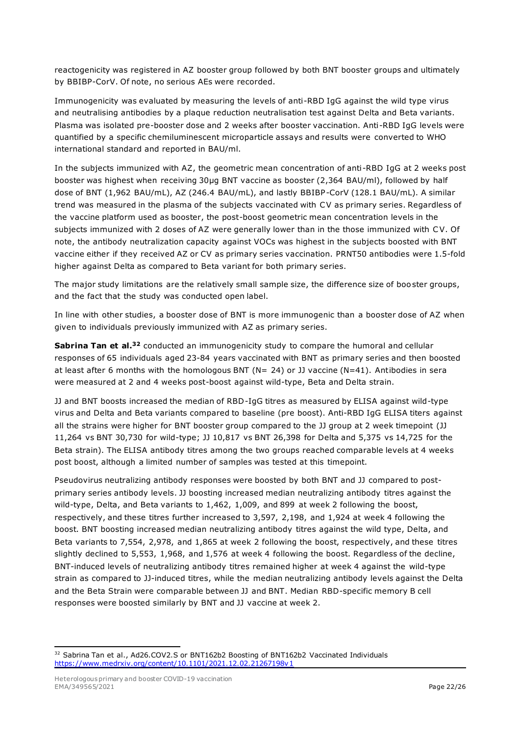reactogenicity was registered in AZ booster group followed by both BNT booster groups and ultimately by BBIBP-CorV. Of note, no serious AEs were recorded.

Immunogenicity was evaluated by measuring the levels of anti-RBD IgG against the wild type virus and neutralising antibodies by a plaque reduction neutralisation test against Delta and Beta variants. Plasma was isolated pre-booster dose and 2 weeks after booster vaccination. Anti-RBD IgG levels were quantified by a specific chemiluminescent microparticle assays and results were converted to WHO international standard and reported in BAU/ml.

In the subjects immunized with AZ, the geometric mean concentration of anti-RBD IgG at 2 weeks post booster was highest when receiving 30µg BNT vaccine as booster (2,364 BAU/ml), followed by half dose of BNT (1,962 BAU/mL), AZ (246.4 BAU/mL), and lastly BBIBP-CorV (128.1 BAU/mL). A similar trend was measured in the plasma of the subjects vaccinated with CV as primary series. Regardless of the vaccine platform used as booster, the post-boost geometric mean concentration levels in the subjects immunized with 2 doses of AZ were generally lower than in the those immunized with CV. Of note, the antibody neutralization capacity against VOCs was highest in the subjects boosted with BNT vaccine either if they received AZ or CV as primary series vaccination. PRNT50 antibodies were 1.5-fold higher against Delta as compared to Beta variant for both primary series.

The major study limitations are the relatively small sample size, the difference size of booster groups, and the fact that the study was conducted open label.

In line with other studies, a booster dose of BNT is more immunogenic than a booster dose of AZ when given to individuals previously immunized with AZ as primary series.

**Sabrina Tan et al.[32]** conducted an immunogenicity study to compare the humoral and cellular responses of 65 individuals aged 23-84 years vaccinated with BNT as primary series and then boosted at least after 6 months with the homologous BNT (N= 24) or JJ vaccine (N=41). Antibodies in sera were measured at 2 and 4 weeks post-boost against wild-type, Beta and Delta strain.

JJ and BNT boosts increased the median of RBD-IgG titres as measured by ELISA against wild-type virus and Delta and Beta variants compared to baseline (pre boost). Anti-RBD IgG ELISA titers against all the strains were higher for BNT booster group compared to the JJ group at 2 week timepoint (JJ 11,264 vs BNT 30,730 for wild-type; JJ 10,817 vs BNT 26,398 for Delta and 5,375 vs 14,725 for the Beta strain). The ELISA antibody titres among the two groups reached comparable levels at 4 weeks post boost, although a limited number of samples was tested at this timepoint.

Pseudovirus neutralizing antibody responses were boosted by both BNT and JJ compared to post-primary series antibody levels. JJ boosting increased median neutralizing antibody titres against the wild-type, Delta, and Beta variants to 1,462, 1,009, and 899 at week 2 following the boost, respectively, and these titres further increased to 3,597, 2,198, and 1,924 at week 4 following the boost. BNT boosting increased median neutralizing antibody titres against the wild type, Delta, and Beta variants to 7,554, 2,978, and 1,865 at week 2 following the boost, respectively, and these titres slightly declined to 5,553, 1,968, and 1,576 at week 4 following the boost. Regardless of the decline, BNT-induced levels of neutralizing antibody titres remained higher at week 4 against the wild-type strain as compared to JJ-induced titres, while the median neutralizing antibody levels against the Delta and the Beta Strain were comparable between JJ and BNT. Median RBD-specific memory B cell responses were boosted similarly by BNT and JJ vaccine at week 2.

[32] Sabrina Tan et al., Ad26.COV2.S or BNT162b2 Boosting of BNT162b2 Vaccinated Individuals https://www.medrxiv.org/content/10.1101/2021.12.02.21267198v1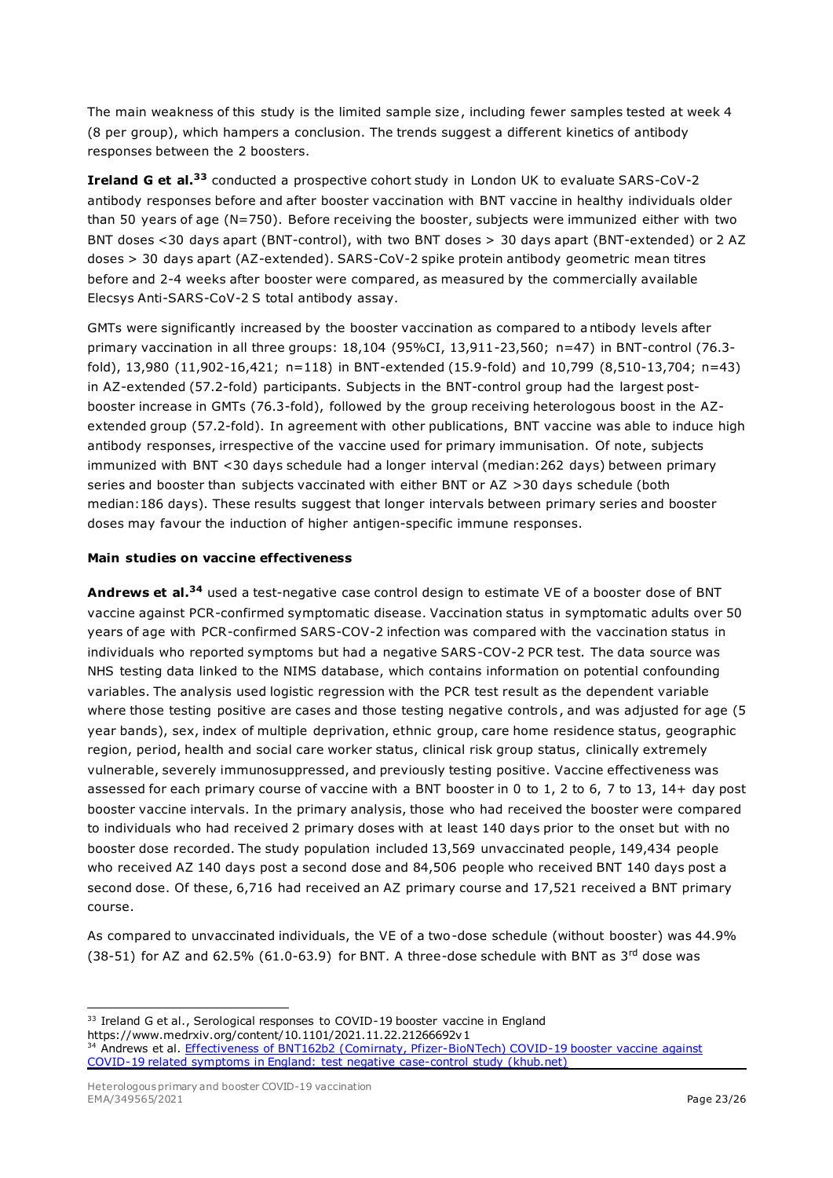The main weakness of this study is the limited sample size, including fewer samples tested at week 4 (8 per group), which hampers a conclusion. The trends suggest a different kinetics of antibody responses between the 2 boosters.

**Ireland G et al.**[33] conducted a prospective cohort study in London UK to evaluate SARS-CoV-2 antibody responses before and after booster vaccination with BNT vaccine in healthy individuals older than 50 years of age (N=750). Before receiving the booster, subjects were immunized either with two BNT doses <30 days apart (BNT-control), with two BNT doses > 30 days apart (BNT-extended) or 2 AZ doses > 30 days apart (AZ-extended). SARS-CoV-2 spike protein antibody geometric mean titres before and 2-4 weeks after booster were compared, as measured by the commercially available Elecsys Anti-SARS-CoV-2 S total antibody assay.

GMTs were significantly increased by the booster vaccination as compared to antibody levels after primary vaccination in all three groups: 18,104 (95%CI, 13,911-23,560; n=47) in BNT-control (76.3-fold), 13,980 (11,902-16,421; n=118) in BNT-extended (15.9-fold) and 10,799 (8,510-13,704; n=43) in AZ-extended (57.2-fold) participants. Subjects in the BNT-control group had the largest post-booster increase in GMTs (76.3-fold), followed by the group receiving heterologous boost in the AZ-extended group (57.2-fold). In agreement with other publications, BNT vaccine was able to induce high antibody responses, irrespective of the vaccine used for primary immunisation. Of note, subjects immunized with BNT <30 days schedule had a longer interval (median:262 days) between primary series and booster than subjects vaccinated with either BNT or AZ >30 days schedule (both median:186 days). These results suggest that longer intervals between primary series and booster doses may favour the induction of higher antigen-specific immune responses.

**Main studies on vaccine effectiveness**

**Andrews et al.**[34] used a test-negative case control design to estimate VE of a booster dose of BNT vaccine against PCR-confirmed symptomatic disease. Vaccination status in symptomatic adults over 50 years of age with PCR-confirmed SARS-COV-2 infection was compared with the vaccination status in individuals who reported symptoms but had a negative SARS-COV-2 PCR test. The data source was NHS testing data linked to the NIMS database, which contains information on potential confounding variables. The analysis used logistic regression with the PCR test result as the dependent variable where those testing positive are cases and those testing negative controls, and was adjusted for age (5 year bands), sex, index of multiple deprivation, ethnic group, care home residence status, geographic region, period, health and social care worker status, clinical risk group status, clinically extremely vulnerable, severely immunosuppressed, and previously testing positive. Vaccine effectiveness was assessed for each primary course of vaccine with a BNT booster in 0 to 1, 2 to 6, 7 to 13, 14+ day post booster vaccine intervals. In the primary analysis, those who had received the booster were compared to individuals who had received 2 primary doses with at least 140 days prior to the onset but with no booster dose recorded. The study population included 13,569 unvaccinated people, 149,434 people who received AZ 140 days post a second dose and 84,506 people who received BNT 140 days post a second dose. Of these, 6,716 had received an AZ primary course and 17,521 received a BNT primary course.

As compared to unvaccinated individuals, the VE of a two-dose schedule (without booster) was 44.9% (38-51) for AZ and 62.5% (61.0-63.9) for BNT. A three-dose schedule with BNT as 3rd dose was

---

[33] Ireland G et al., Serological responses to COVID-19 booster vaccine in England https://www.medrxiv.org/content/10.1101/2021.11.22.21266692v1

[34] Andrews et al. Effectiveness of BNT162b2 (Comirnaty, Pfizer-BioNTech) COVID-19 booster vaccine against COVID-19 related symptoms in England: test negative case-control study (khub.net)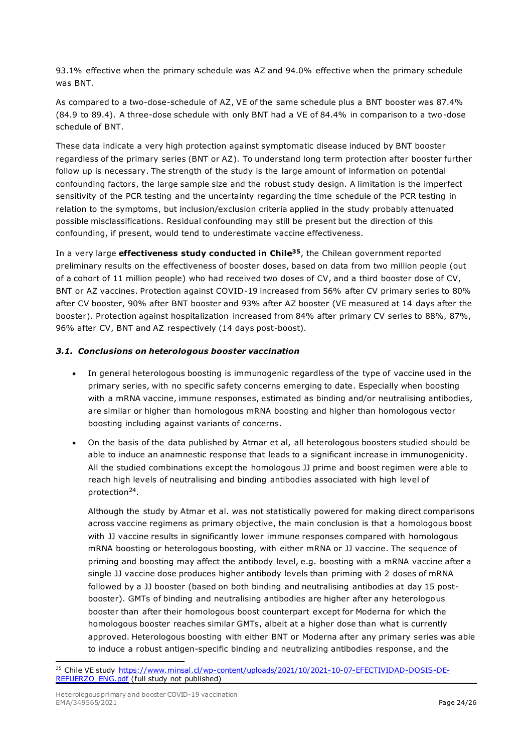93.1% effective when the primary schedule was AZ and 94.0% effective when the primary schedule was BNT.

As compared to a two-dose-schedule of AZ, VE of the same schedule plus a BNT booster was 87.4% (84.9 to 89.4). A three-dose schedule with only BNT had a VE of 84.4% in comparison to a two-dose schedule of BNT.

These data indicate a very high protection against symptomatic disease induced by BNT booster regardless of the primary series (BNT or AZ). To understand long term protection after booster further follow up is necessary. The strength of the study is the large amount of information on potential confounding factors, the large sample size and the robust study design. A limitation is the imperfect sensitivity of the PCR testing and the uncertainty regarding the time schedule of the PCR testing in relation to the symptoms, but inclusion/exclusion criteria applied in the study probably attenuated possible misclassifications. Residual confounding may still be present but the direction of this confounding, if present, would tend to underestimate vaccine effectiveness.

In a very large **effectiveness study conducted in Chile[35]**, the Chilean government reported preliminary results on the effectiveness of booster doses, based on data from two million people (out of a cohort of 11 million people) who had received two doses of CV, and a third booster dose of CV, BNT or AZ vaccines. Protection against COVID-19 increased from 56% after CV primary series to 80% after CV booster, 90% after BNT booster and 93% after AZ booster (VE measured at 14 days after the booster). Protection against hospitalization increased from 84% after primary CV series to 88%, 87%, 96% after CV, BNT and AZ respectively (14 days post-boost).

### *3.1. Conclusions on heterologous booster vaccination*

- In general heterologous boosting is immunogenic regardless of the type of vaccine used in the primary series, with no specific safety concerns emerging to date. Especially when boosting with a mRNA vaccine, immune responses, estimated as binding and/or neutralising antibodies, are similar or higher than homologous mRNA boosting and higher than homologous vector boosting including against variants of concerns.

- On the basis of the data published by Atmar et al, all heterologous boosters studied should be able to induce an anamnestic response that leads to a significant increase in immunogenicity. All the studied combinations except the homologous JJ prime and boost regimen were able to reach high levels of neutralising and binding antibodies associated with high level of protection[24].

  Although the study by Atmar et al. was not statistically powered for making direct comparisons across vaccine regimens as primary objective, the main conclusion is that a homologous boost with JJ vaccine results in significantly lower immune responses compared with homologous mRNA boosting or heterologous boosting, with either mRNA or JJ vaccine. The sequence of priming and boosting may affect the antibody level, e.g. boosting with a mRNA vaccine after a single JJ vaccine dose produces higher antibody levels than priming with 2 doses of mRNA followed by a JJ booster (based on both binding and neutralising antibodies at day 15 post-booster). GMTs of binding and neutralising antibodies are higher after any heterologous booster than after their homologous boost counterpart except for Moderna for which the homologous booster reaches similar GMTs, albeit at a higher dose than what is currently approved. Heterologous boosting with either BNT or Moderna after any primary series was able to induce a robust antigen-specific binding and neutralizing antibodies response, and the

---

[35] Chile VE study https://www.minsal.cl/wp-content/uploads/2021/10/2021-10-07-EFECTIVIDAD-DOSIS-DE-REFUERZO_ENG.pdf (full study not published)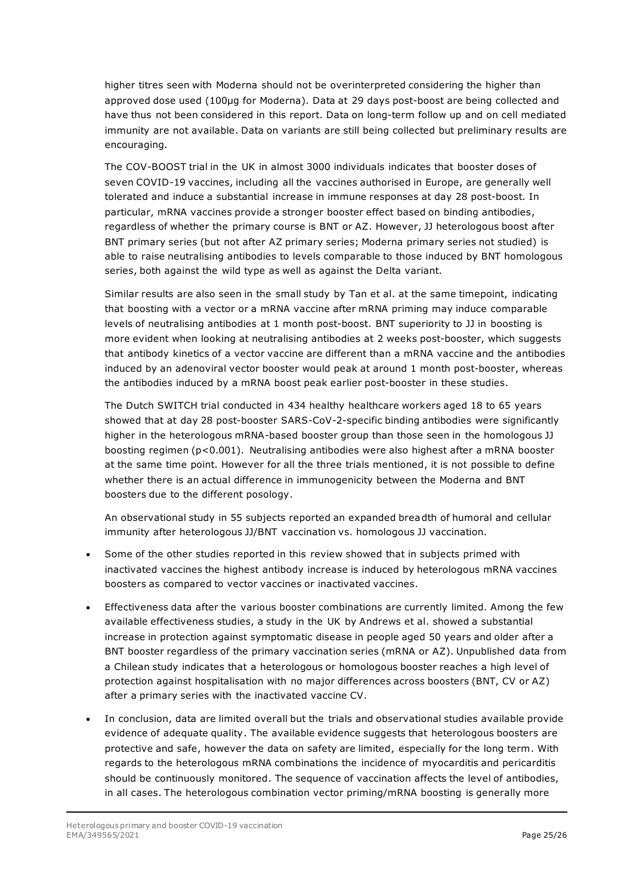higher titres seen with Moderna should not be overinterpreted considering the higher than approved dose used (100µg for Moderna). Data at 29 days post-boost are being collected and have thus not been considered in this report. Data on long-term follow up and on cell mediated immunity are not available. Data on variants are still being collected but preliminary results are encouraging.

The COV-BOOST trial in the UK in almost 3000 individuals indicates that booster doses of seven COVID-19 vaccines, including all the vaccines authorised in Europe, are generally well tolerated and induce a substantial increase in immune responses at day 28 post-boost. In particular, mRNA vaccines provide a stronger booster effect based on binding antibodies, regardless of whether the primary course is BNT or AZ. However, JJ heterologous boost after BNT primary series (but not after AZ primary series; Moderna primary series not studied) is able to raise neutralising antibodies to levels comparable to those induced by BNT homologous series, both against the wild type as well as against the Delta variant.

Similar results are also seen in the small study by Tan et al. at the same timepoint, indicating that boosting with a vector or a mRNA vaccine after mRNA priming may induce comparable levels of neutralising antibodies at 1 month post-boost. BNT superiority to JJ in boosting is more evident when looking at neutralising antibodies at 2 weeks post-booster, which suggests that antibody kinetics of a vector vaccine are different than a mRNA vaccine and the antibodies induced by an adenoviral vector booster would peak at around 1 month post-booster, whereas the antibodies induced by a mRNA boost peak earlier post-booster in these studies.

The Dutch SWITCH trial conducted in 434 healthy healthcare workers aged 18 to 65 years showed that at day 28 post-booster SARS-CoV-2-specific binding antibodies were significantly higher in the heterologous mRNA-based booster group than those seen in the homologous JJ boosting regimen ($p<0.001$). Neutralising antibodies were also highest after a mRNA booster at the same time point. However for all the three trials mentioned, it is not possible to define whether there is an actual difference in immunogenicity between the Moderna and BNT boosters due to the different posology.

An observational study in 55 subjects reported an expanded breadth of humoral and cellular immunity after heterologous JJ/BNT vaccination vs. homologous JJ vaccination.

- Some of the other studies reported in this review showed that in subjects primed with inactivated vaccines the highest antibody increase is induced by heterologous mRNA vaccines boosters as compared to vector vaccines or inactivated vaccines.
- Effectiveness data after the various booster combinations are currently limited. Among the few available effectiveness studies, a study in the UK by Andrews et al. showed a substantial increase in protection against symptomatic disease in people aged 50 years and older after a BNT booster regardless of the primary vaccination series (mRNA or AZ). Unpublished data from a Chilean study indicates that a heterologous or homologous booster reaches a high level of protection against hospitalisation with no major differences across boosters (BNT, CV or AZ) after a primary series with the inactivated vaccine CV.
- In conclusion, data are limited overall but the trials and observational studies available provide evidence of adequate quality. The available evidence suggests that heterologous boosters are protective and safe, however the data on safety are limited, especially for the long term. With regards to the heterologous mRNA combinations the incidence of myocarditis and pericarditis should be continuously monitored. The sequence of vaccination affects the level of antibodies, in all cases. The heterologous combination vector priming/mRNA boosting is generally more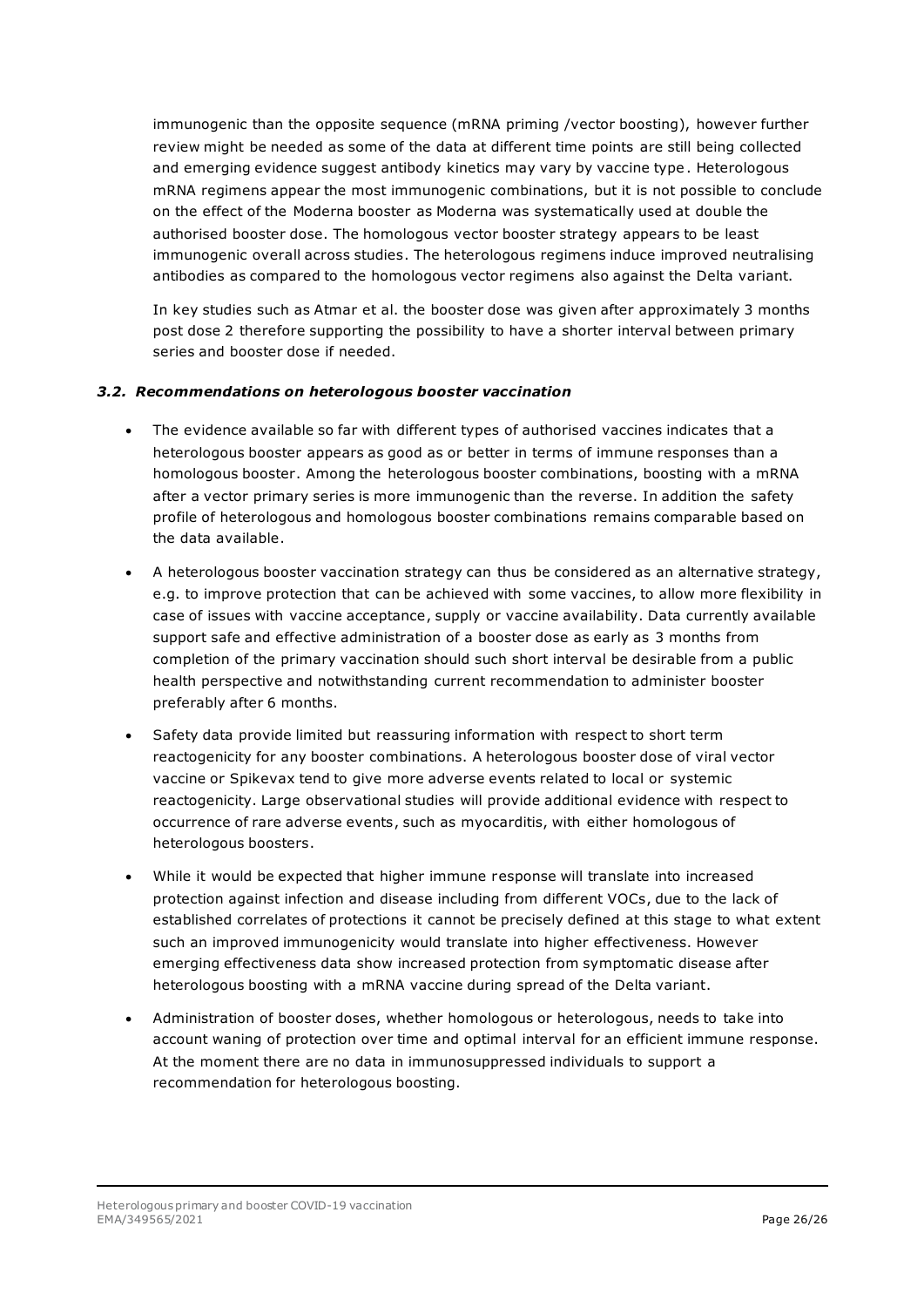immunogenic than the opposite sequence (mRNA priming /vector boosting), however further review might be needed as some of the data at different time points are still being collected and emerging evidence suggest antibody kinetics may vary by vaccine type. Heterologous mRNA regimens appear the most immunogenic combinations, but it is not possible to conclude on the effect of the Moderna booster as Moderna was systematically used at double the authorised booster dose. The homologous vector booster strategy appears to be least immunogenic overall across studies. The heterologous regimens induce improved neutralising antibodies as compared to the homologous vector regimens also against the Delta variant.

In key studies such as Atmar et al. the booster dose was given after approximately 3 months post dose 2 therefore supporting the possibility to have a shorter interval between primary series and booster dose if needed.

### *3.2. Recommendations on heterologous booster vaccination*

- The evidence available so far with different types of authorised vaccines indicates that a heterologous booster appears as good as or better in terms of immune responses than a homologous booster. Among the heterologous booster combinations, boosting with a mRNA after a vector primary series is more immunogenic than the reverse. In addition the safety profile of heterologous and homologous booster combinations remains comparable based on the data available.
- A heterologous booster vaccination strategy can thus be considered as an alternative strategy, e.g. to improve protection that can be achieved with some vaccines, to allow more flexibility in case of issues with vaccine acceptance, supply or vaccine availability. Data currently available support safe and effective administration of a booster dose as early as 3 months from completion of the primary vaccination should such short interval be desirable from a public health perspective and notwithstanding current recommendation to administer booster preferably after 6 months.
- Safety data provide limited but reassuring information with respect to short term reactogenicity for any booster combinations. A heterologous booster dose of viral vector vaccine or Spikevax tend to give more adverse events related to local or systemic reactogenicity. Large observational studies will provide additional evidence with respect to occurrence of rare adverse events, such as myocarditis, with either homologous of heterologous boosters.
- While it would be expected that higher immune response will translate into increased protection against infection and disease including from different VOCs, due to the lack of established correlates of protections it cannot be precisely defined at this stage to what extent such an improved immunogenicity would translate into higher effectiveness. However emerging effectiveness data show increased protection from symptomatic disease after heterologous boosting with a mRNA vaccine during spread of the Delta variant.
- Administration of booster doses, whether homologous or heterologous, needs to take into account waning of protection over time and optimal interval for an efficient immune response. At the moment there are no data in immunosuppressed individuals to support a recommendation for heterologous boosting.